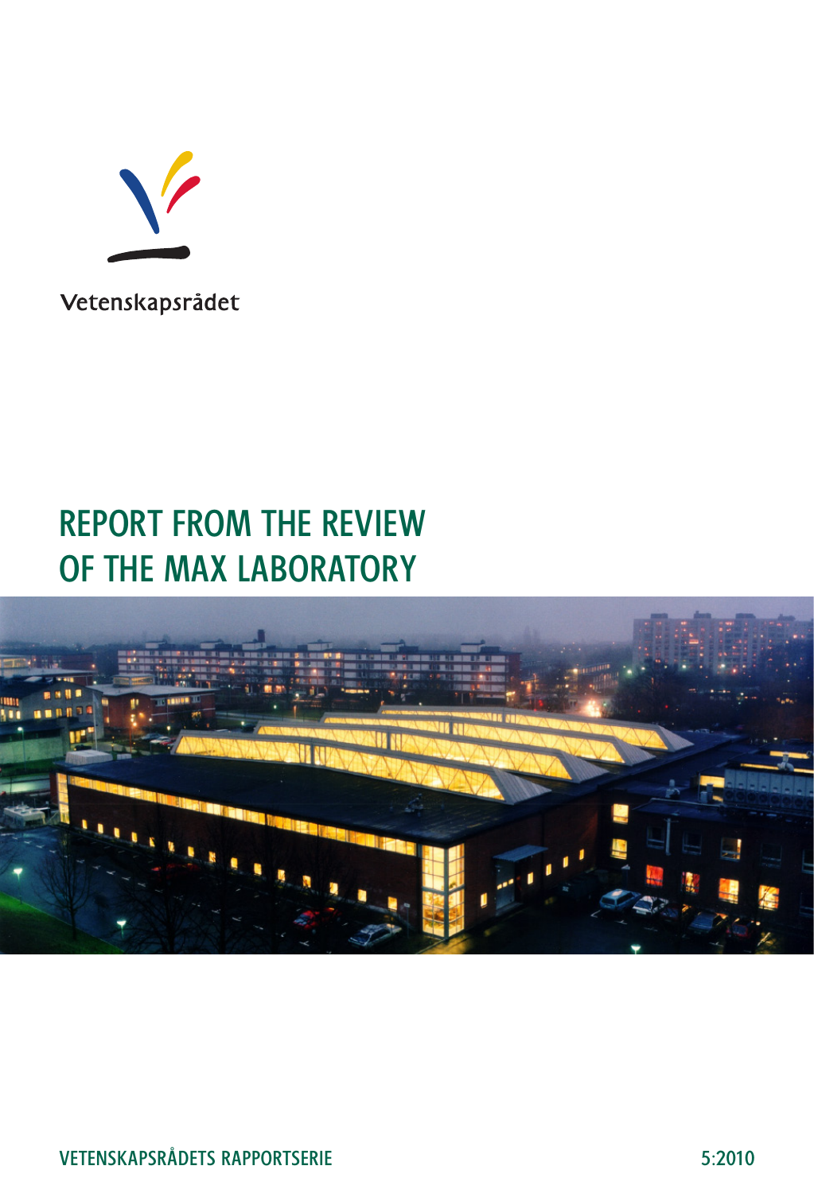Vetenskapsrådet

# REPORT FROM THE REVIEW OF THE MAX LABORATORY

VETENSKAPSRÅDETS RAPPORTSERIE

5:2010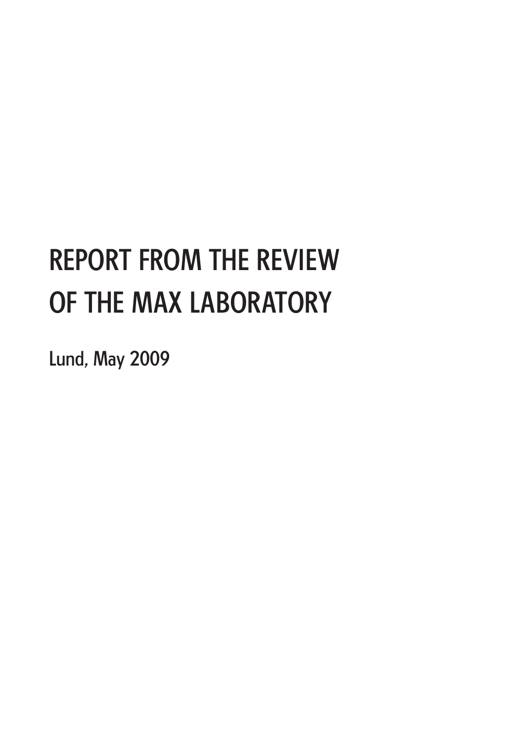# REPORT FROM THE REVIEW OF THE MAX LABORATORY

Lund, May 2009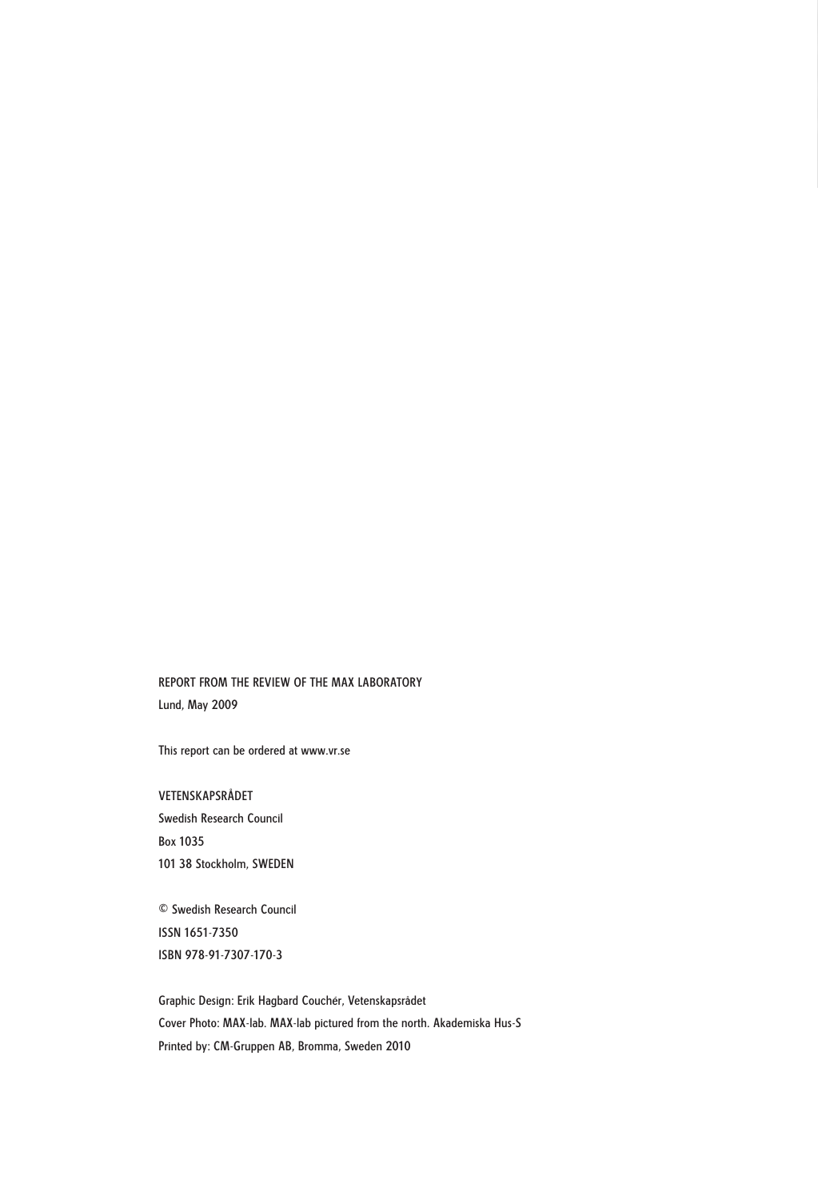REPORT FROM THE REVIEW OF THE MAX LABORATORY

Lund, May 2009

This report can be ordered at www.vr.se

VETENSKAPSRÅDET

Swedish Research Council

Box 1035

101 38 Stockholm, SWEDEN

© Swedish Research Council

ISSN 1651-7350

ISBN 978-91-7307-170-3

Graphic Design: Erik Hagbard Couchér, Vetenskapsrådet

Cover Photo: MAX-lab. MAX-lab pictured from the north. Akademiska Hus-S

Printed by: CM-Gruppen AB, Bromma, Sweden 2010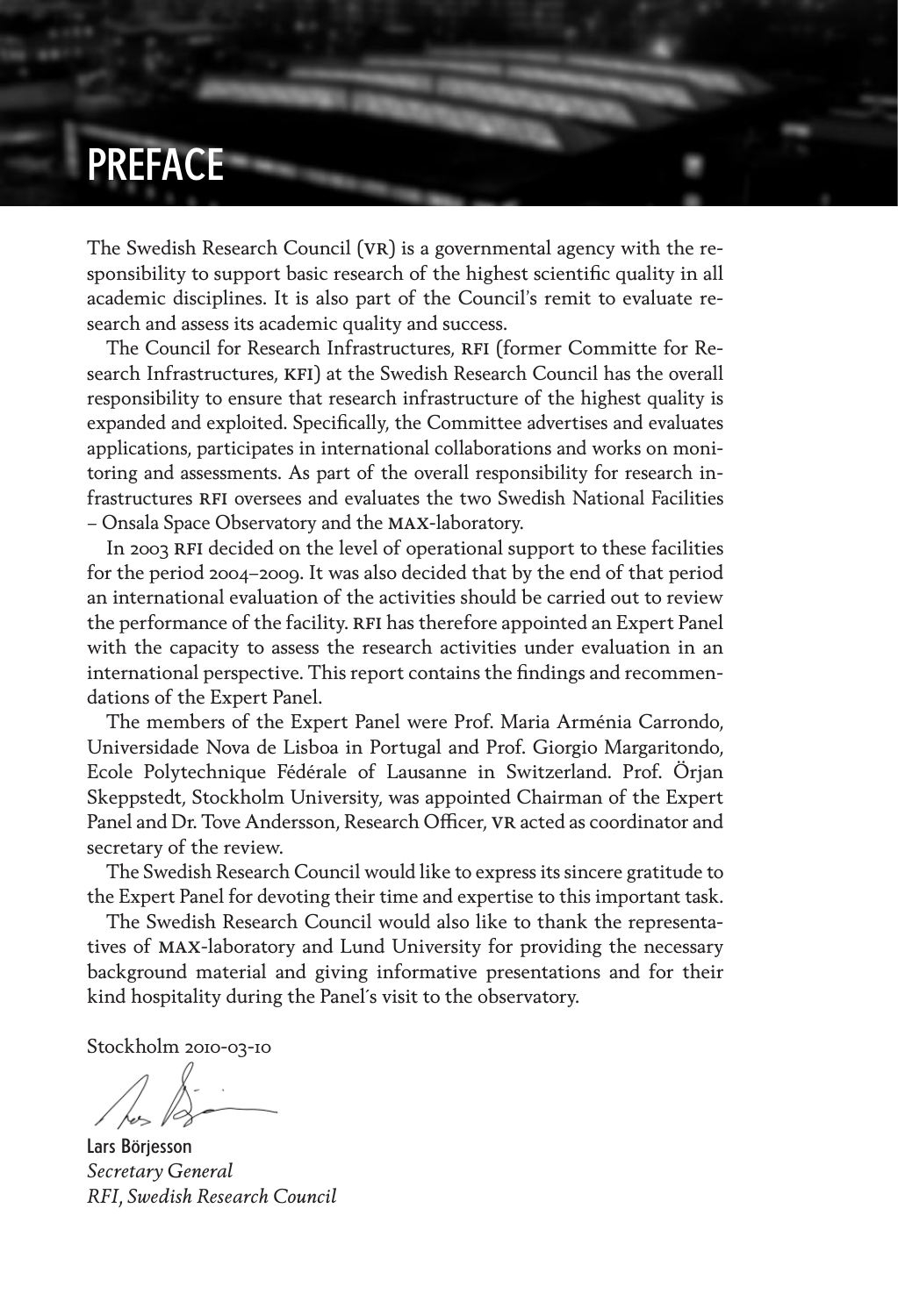# PREFACE

The Swedish Research Council (VR) is a governmental agency with the responsibility to support basic research of the highest scientific quality in all academic disciplines. It is also part of the Council's remit to evaluate research and assess its academic quality and success.

The Council for Research Infrastructures, RFI (former Committe for Research Infrastructures, KFI) at the Swedish Research Council has the overall responsibility to ensure that research infrastructure of the highest quality is expanded and exploited. Specifically, the Committee advertises and evaluates applications, participates in international collaborations and works on monitoring and assessments. As part of the overall responsibility for research infrastructures RFI oversees and evaluates the two Swedish National Facilities – Onsala Space Observatory and the MAX-laboratory.

In 2003 RFI decided on the level of operational support to these facilities for the period 2004–2009. It was also decided that by the end of that period an international evaluation of the activities should be carried out to review the performance of the facility. RFI has therefore appointed an Expert Panel with the capacity to assess the research activities under evaluation in an international perspective. This report contains the findings and recommendations of the Expert Panel.

The members of the Expert Panel were Prof. Maria Arménia Carrondo, Universidade Nova de Lisboa in Portugal and Prof. Giorgio Margaritondo, Ecole Polytechnique Fédérale of Lausanne in Switzerland. Prof. Örjan Skeppstedt, Stockholm University, was appointed Chairman of the Expert Panel and Dr. Tove Andersson, Research Officer, VR acted as coordinator and secretary of the review.

The Swedish Research Council would like to express its sincere gratitude to the Expert Panel for devoting their time and expertise to this important task.

The Swedish Research Council would also like to thank the representatives of MAX-laboratory and Lund University for providing the necessary background material and giving informative presentations and for their kind hospitality during the Panel´s visit to the observatory.

Stockholm 2010-03-10

Lars Börjesson
*Secretary General*
*RFI, Swedish Research Council*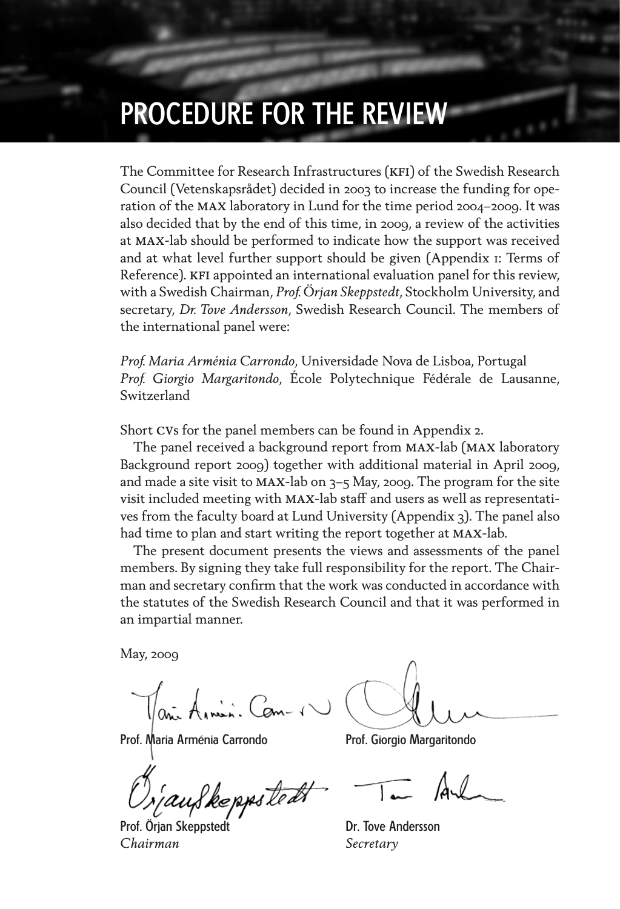# PROCEDURE FOR THE REVIEW

The Committee for Research Infrastructures (KFI) of the Swedish Research Council (Vetenskapsrådet) decided in 2003 to increase the funding for operation of the MAX laboratory in Lund for the time period 2004–2009. It was also decided that by the end of this time, in 2009, a review of the activities at MAX-lab should be performed to indicate how the support was received and at what level further support should be given (Appendix 1: Terms of Reference). KFI appointed an international evaluation panel for this review, with a Swedish Chairman, *Prof. Örjan Skeppstedt*, Stockholm University, and secretary, *Dr. Tove Andersson*, Swedish Research Council. The members of the international panel were:

*Prof. Maria Arménia Carrondo*, Universidade Nova de Lisboa, Portugal
*Prof. Giorgio Margaritondo*, École Polytechnique Fédérale de Lausanne, Switzerland

Short CVs for the panel members can be found in Appendix 2.

The panel received a background report from MAX-lab (MAX laboratory Background report 2009) together with additional material in April 2009, and made a site visit to MAX-lab on 3–5 May, 2009. The program for the site visit included meeting with MAX-lab staff and users as well as representatives from the faculty board at Lund University (Appendix 3). The panel also had time to plan and start writing the report together at MAX-lab.

The present document presents the views and assessments of the panel members. By signing they take full responsibility for the report. The Chairman and secretary confirm that the work was conducted in accordance with the statutes of the Swedish Research Council and that it was performed in an impartial manner.

May, 2009

Prof. Maria Arménia Carrondo | Prof. Giorgio Margaritondo

Prof. Örjan Skeppstedt, *Chairman* | Dr. Tove Andersson, *Secretary*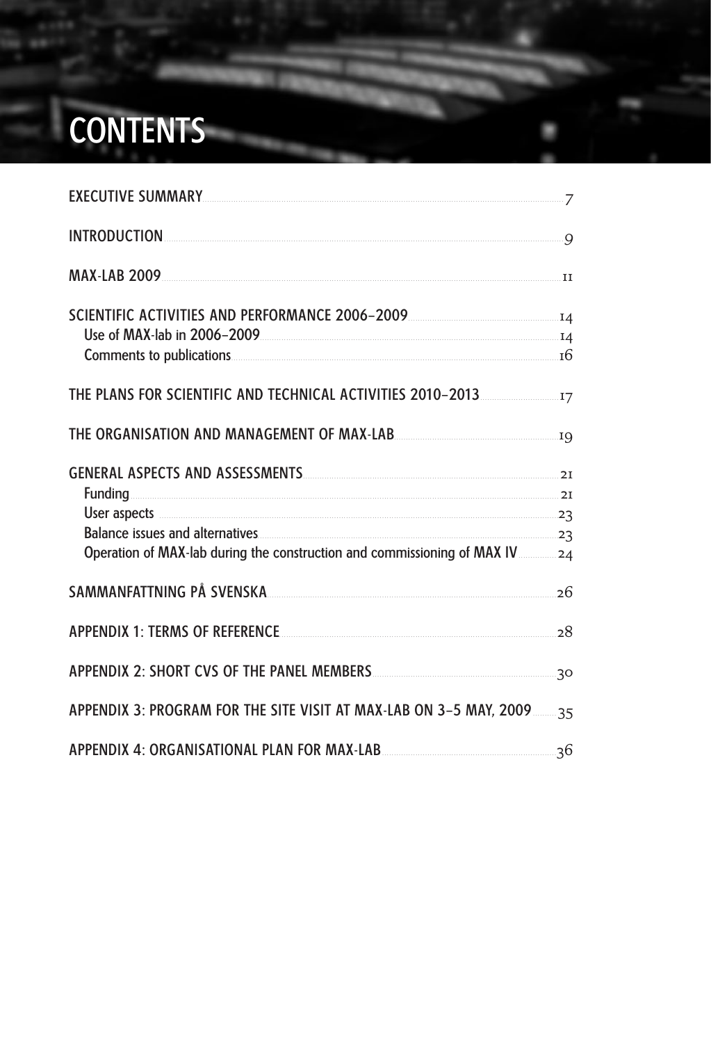# CONTENTS

EXECUTIVE SUMMARY 7

INTRODUCTION 9

MAX-LAB 2009 11

SCIENTIFIC ACTIVITIES AND PERFORMANCE 2006–2009 14
- Use of MAX-lab in 2006–2009 14
- Comments to publications 16

THE PLANS FOR SCIENTIFIC AND TECHNICAL ACTIVITIES 2010–2013 17

THE ORGANISATION AND MANAGEMENT OF MAX-LAB 19

GENERAL ASPECTS AND ASSESSMENTS 21
- Funding 21
- User aspects 23
- Balance issues and alternatives 23
- Operation of MAX-lab during the construction and commissioning of MAX IV 24

SAMMANFATTNING PÅ SVENSKA 26

APPENDIX 1: TERMS OF REFERENCE 28

APPENDIX 2: SHORT CVS OF THE PANEL MEMBERS 30

APPENDIX 3: PROGRAM FOR THE SITE VISIT AT MAX-LAB ON 3–5 MAY, 2009 35

APPENDIX 4: ORGANISATIONAL PLAN FOR MAX-LAB 36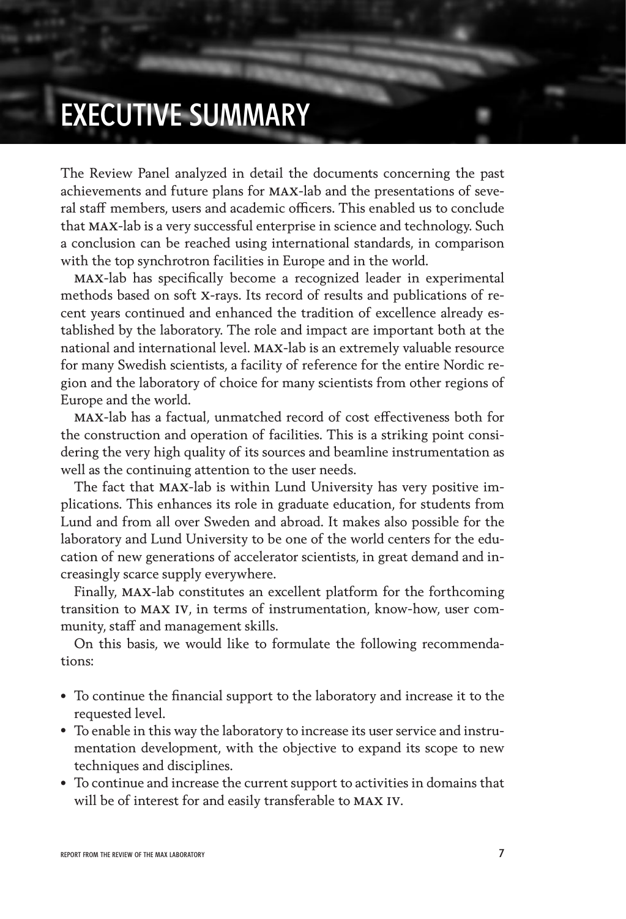# EXECUTIVE SUMMARY

The Review Panel analyzed in detail the documents concerning the past achievements and future plans for MAX-lab and the presentations of several staff members, users and academic officers. This enabled us to conclude that MAX-lab is a very successful enterprise in science and technology. Such a conclusion can be reached using international standards, in comparison with the top synchrotron facilities in Europe and in the world.

MAX-lab has specifically become a recognized leader in experimental methods based on soft X-rays. Its record of results and publications of recent years continued and enhanced the tradition of excellence already established by the laboratory. The role and impact are important both at the national and international level. MAX-lab is an extremely valuable resource for many Swedish scientists, a facility of reference for the entire Nordic region and the laboratory of choice for many scientists from other regions of Europe and the world.

MAX-lab has a factual, unmatched record of cost effectiveness both for the construction and operation of facilities. This is a striking point considering the very high quality of its sources and beamline instrumentation as well as the continuing attention to the user needs.

The fact that MAX-lab is within Lund University has very positive implications. This enhances its role in graduate education, for students from Lund and from all over Sweden and abroad. It makes also possible for the laboratory and Lund University to be one of the world centers for the education of new generations of accelerator scientists, in great demand and increasingly scarce supply everywhere.

Finally, MAX-lab constitutes an excellent platform for the forthcoming transition to MAX IV, in terms of instrumentation, know-how, user community, staff and management skills.

On this basis, we would like to formulate the following recommendations:

- To continue the financial support to the laboratory and increase it to the requested level.
- To enable in this way the laboratory to increase its user service and instrumentation development, with the objective to expand its scope to new techniques and disciplines.
- To continue and increase the current support to activities in domains that will be of interest for and easily transferable to MAX IV.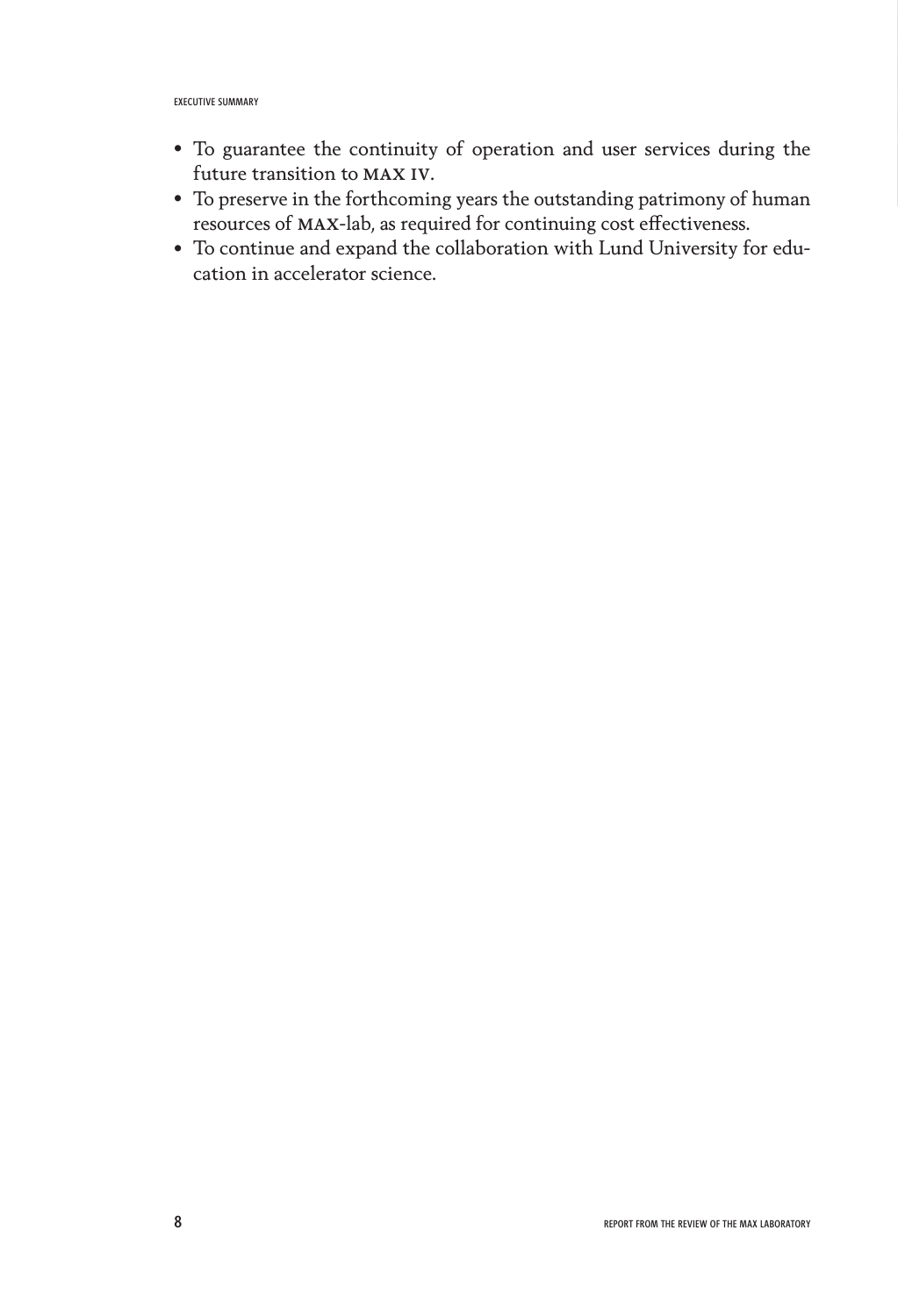- To guarantee the continuity of operation and user services during the future transition to **MAX IV**.
- To preserve in the forthcoming years the outstanding patrimony of human resources of **MAX**-lab, as required for continuing cost effectiveness.
- To continue and expand the collaboration with Lund University for education in accelerator science.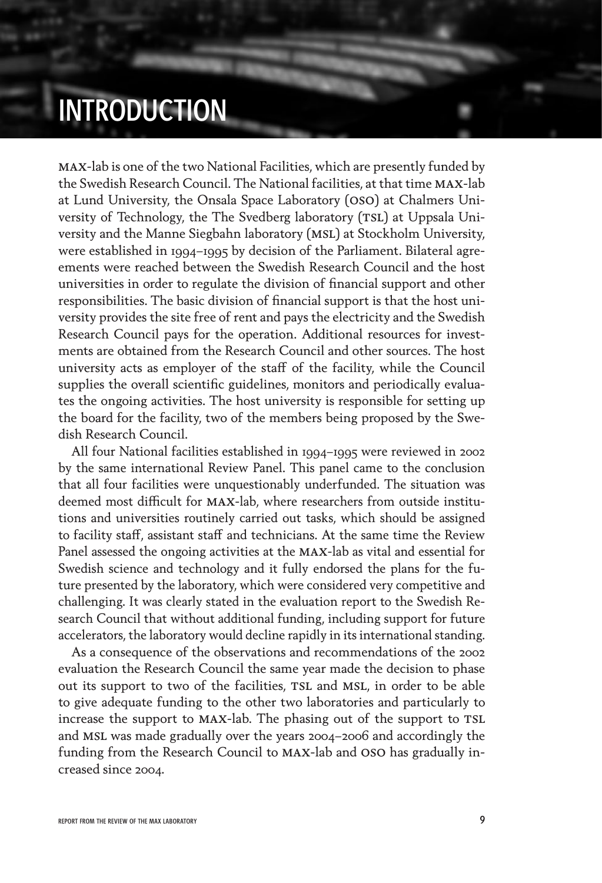# INTRODUCTION

MAX-lab is one of the two National Facilities, which are presently funded by the Swedish Research Council. The National facilities, at that time MAX-lab at Lund University, the Onsala Space Laboratory (OSO) at Chalmers University of Technology, the The Svedberg laboratory (TSL) at Uppsala University and the Manne Siegbahn laboratory (MSL) at Stockholm University, were established in 1994–1995 by decision of the Parliament. Bilateral agreements were reached between the Swedish Research Council and the host universities in order to regulate the division of financial support and other responsibilities. The basic division of financial support is that the host university provides the site free of rent and pays the electricity and the Swedish Research Council pays for the operation. Additional resources for investments are obtained from the Research Council and other sources. The host university acts as employer of the staff of the facility, while the Council supplies the overall scientific guidelines, monitors and periodically evaluates the ongoing activities. The host university is responsible for setting up the board for the facility, two of the members being proposed by the Swedish Research Council.

All four National facilities established in 1994–1995 were reviewed in 2002 by the same international Review Panel. This panel came to the conclusion that all four facilities were unquestionably underfunded. The situation was deemed most difficult for MAX-lab, where researchers from outside institutions and universities routinely carried out tasks, which should be assigned to facility staff, assistant staff and technicians. At the same time the Review Panel assessed the ongoing activities at the MAX-lab as vital and essential for Swedish science and technology and it fully endorsed the plans for the future presented by the laboratory, which were considered very competitive and challenging. It was clearly stated in the evaluation report to the Swedish Research Council that without additional funding, including support for future accelerators, the laboratory would decline rapidly in its international standing.

As a consequence of the observations and recommendations of the 2002 evaluation the Research Council the same year made the decision to phase out its support to two of the facilities, TSL and MSL, in order to be able to give adequate funding to the other two laboratories and particularly to increase the support to MAX-lab. The phasing out of the support to TSL and MSL was made gradually over the years 2004–2006 and accordingly the funding from the Research Council to MAX-lab and OSO has gradually increased since 2004.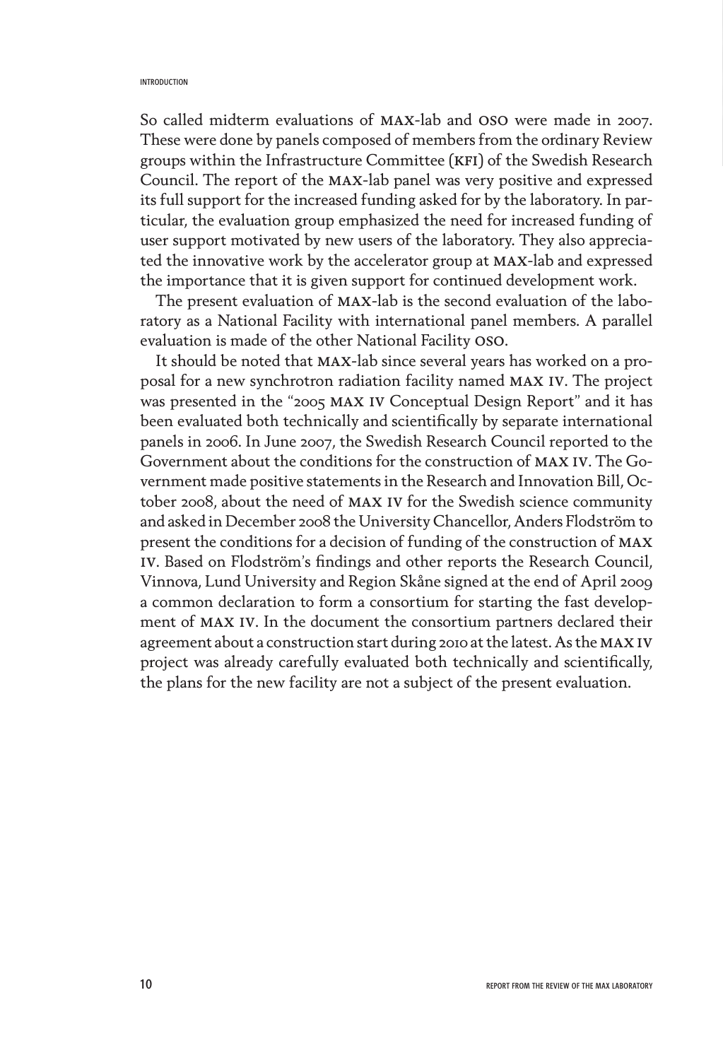So called midterm evaluations of MAX-lab and OSO were made in 2007. These were done by panels composed of members from the ordinary Review groups within the Infrastructure Committee (KFI) of the Swedish Research Council. The report of the MAX-lab panel was very positive and expressed its full support for the increased funding asked for by the laboratory. In particular, the evaluation group emphasized the need for increased funding of user support motivated by new users of the laboratory. They also appreciated the innovative work by the accelerator group at MAX-lab and expressed the importance that it is given support for continued development work.

The present evaluation of MAX-lab is the second evaluation of the laboratory as a National Facility with international panel members. A parallel evaluation is made of the other National Facility OSO.

It should be noted that MAX-lab since several years has worked on a proposal for a new synchrotron radiation facility named MAX IV. The project was presented in the "2005 MAX IV Conceptual Design Report" and it has been evaluated both technically and scientifically by separate international panels in 2006. In June 2007, the Swedish Research Council reported to the Government about the conditions for the construction of MAX IV. The Government made positive statements in the Research and Innovation Bill, October 2008, about the need of MAX IV for the Swedish science community and asked in December 2008 the University Chancellor, Anders Flodström to present the conditions for a decision of funding of the construction of MAX IV. Based on Flodström's findings and other reports the Research Council, Vinnova, Lund University and Region Skåne signed at the end of April 2009 a common declaration to form a consortium for starting the fast development of MAX IV. In the document the consortium partners declared their agreement about a construction start during 2010 at the latest. As the MAX IV project was already carefully evaluated both technically and scientifically, the plans for the new facility are not a subject of the present evaluation.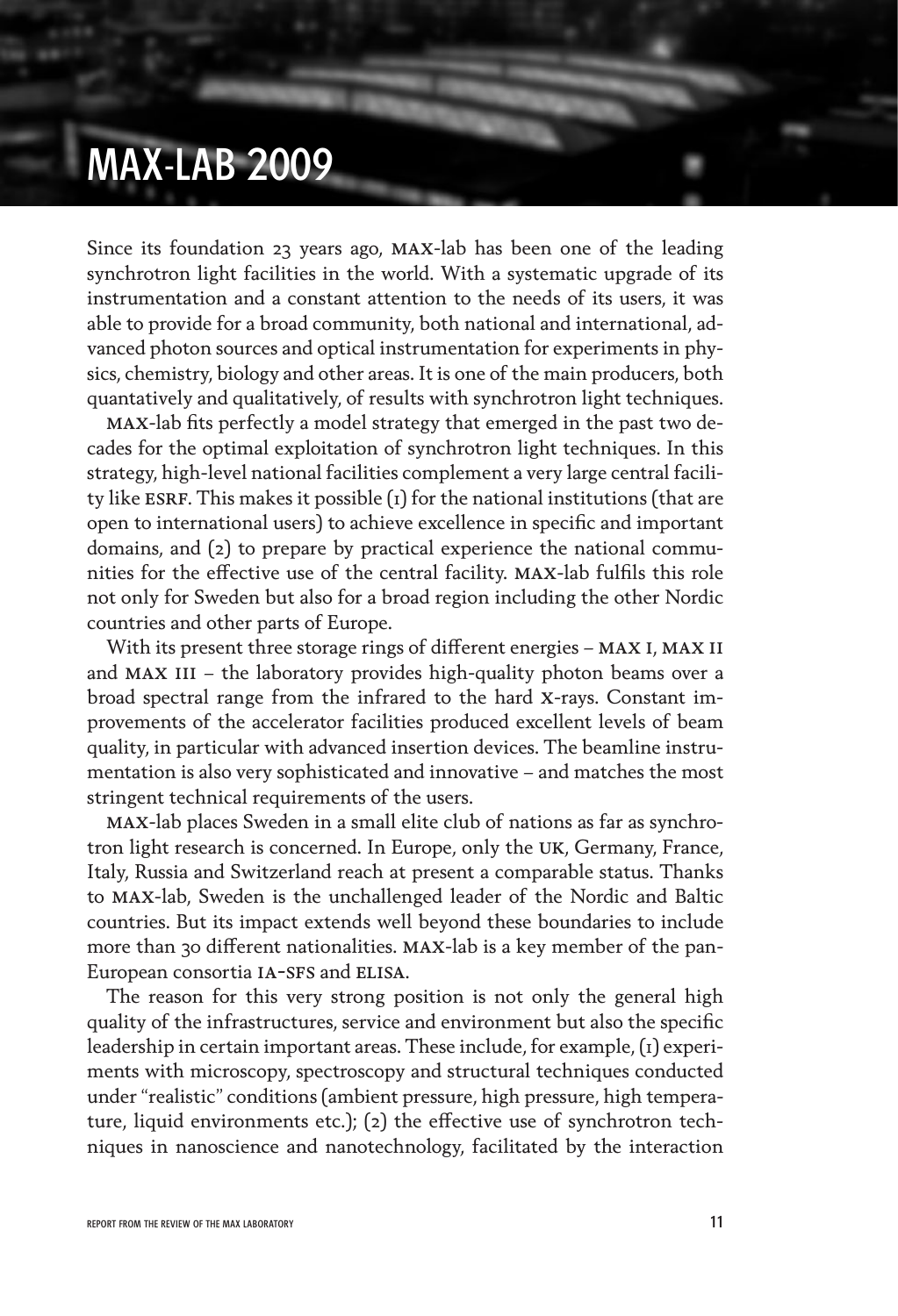# MAX-LAB 2009

Since its foundation 23 years ago, MAX-lab has been one of the leading synchrotron light facilities in the world. With a systematic upgrade of its instrumentation and a constant attention to the needs of its users, it was able to provide for a broad community, both national and international, advanced photon sources and optical instrumentation for experiments in physics, chemistry, biology and other areas. It is one of the main producers, both quantatively and qualitatively, of results with synchrotron light techniques.

MAX-lab fits perfectly a model strategy that emerged in the past two decades for the optimal exploitation of synchrotron light techniques. In this strategy, high-level national facilities complement a very large central facility like ESRF. This makes it possible (1) for the national institutions (that are open to international users) to achieve excellence in specific and important domains, and (2) to prepare by practical experience the national communities for the effective use of the central facility. MAX-lab fulfils this role not only for Sweden but also for a broad region including the other Nordic countries and other parts of Europe.

With its present three storage rings of different energies – MAX I, MAX II and MAX III – the laboratory provides high-quality photon beams over a broad spectral range from the infrared to the hard X-rays. Constant improvements of the accelerator facilities produced excellent levels of beam quality, in particular with advanced insertion devices. The beamline instrumentation is also very sophisticated and innovative – and matches the most stringent technical requirements of the users.

MAX-lab places Sweden in a small elite club of nations as far as synchrotron light research is concerned. In Europe, only the UK, Germany, France, Italy, Russia and Switzerland reach at present a comparable status. Thanks to MAX-lab, Sweden is the unchallenged leader of the Nordic and Baltic countries. But its impact extends well beyond these boundaries to include more than 30 different nationalities. MAX-lab is a key member of the pan-European consortia IA-SFS and ELISA.

The reason for this very strong position is not only the general high quality of the infrastructures, service and environment but also the specific leadership in certain important areas. These include, for example, (1) experiments with microscopy, spectroscopy and structural techniques conducted under "realistic" conditions (ambient pressure, high pressure, high temperature, liquid environments etc.); (2) the effective use of synchrotron techniques in nanoscience and nanotechnology, facilitated by the interaction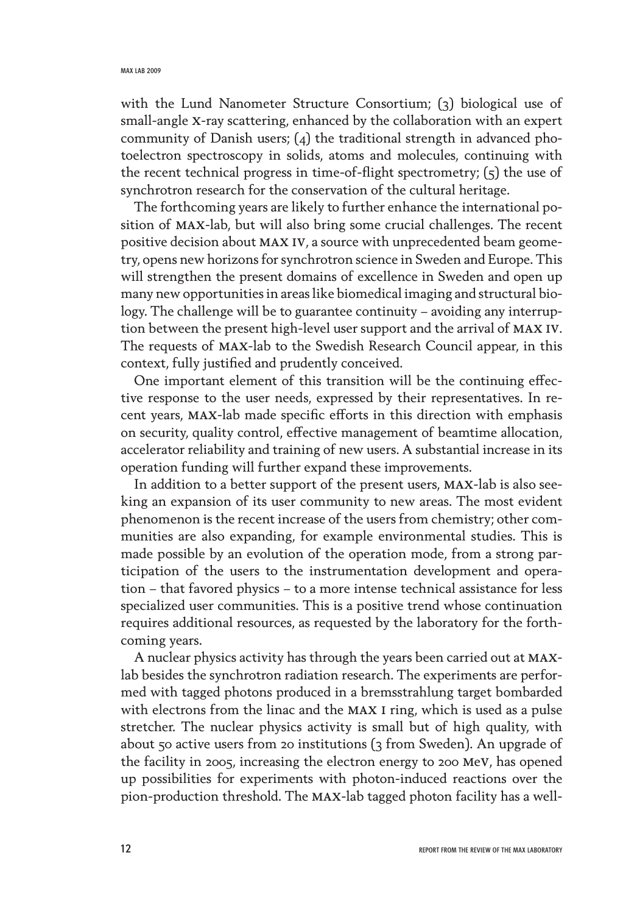with the Lund Nanometer Structure Consortium; (3) biological use of small-angle X-ray scattering, enhanced by the collaboration with an expert community of Danish users; (4) the traditional strength in advanced photoelectron spectroscopy in solids, atoms and molecules, continuing with the recent technical progress in time-of-flight spectrometry; (5) the use of synchrotron research for the conservation of the cultural heritage.

The forthcoming years are likely to further enhance the international position of MAX-lab, but will also bring some crucial challenges. The recent positive decision about MAX IV, a source with unprecedented beam geometry, opens new horizons for synchrotron science in Sweden and Europe. This will strengthen the present domains of excellence in Sweden and open up many new opportunities in areas like biomedical imaging and structural biology. The challenge will be to guarantee continuity – avoiding any interruption between the present high-level user support and the arrival of MAX IV. The requests of MAX-lab to the Swedish Research Council appear, in this context, fully justified and prudently conceived.

One important element of this transition will be the continuing effective response to the user needs, expressed by their representatives. In recent years, MAX-lab made specific efforts in this direction with emphasis on security, quality control, effective management of beamtime allocation, accelerator reliability and training of new users. A substantial increase in its operation funding will further expand these improvements.

In addition to a better support of the present users, MAX-lab is also seeking an expansion of its user community to new areas. The most evident phenomenon is the recent increase of the users from chemistry; other communities are also expanding, for example environmental studies. This is made possible by an evolution of the operation mode, from a strong participation of the users to the instrumentation development and operation – that favored physics – to a more intense technical assistance for less specialized user communities. This is a positive trend whose continuation requires additional resources, as requested by the laboratory for the forthcoming years.

A nuclear physics activity has through the years been carried out at MAX-lab besides the synchrotron radiation research. The experiments are performed with tagged photons produced in a bremsstrahlung target bombarded with electrons from the linac and the MAX I ring, which is used as a pulse stretcher. The nuclear physics activity is small but of high quality, with about 50 active users from 20 institutions (3 from Sweden). An upgrade of the facility in 2005, increasing the electron energy to 200 MeV, has opened up possibilities for experiments with photon-induced reactions over the pion-production threshold. The MAX-lab tagged photon facility has a well-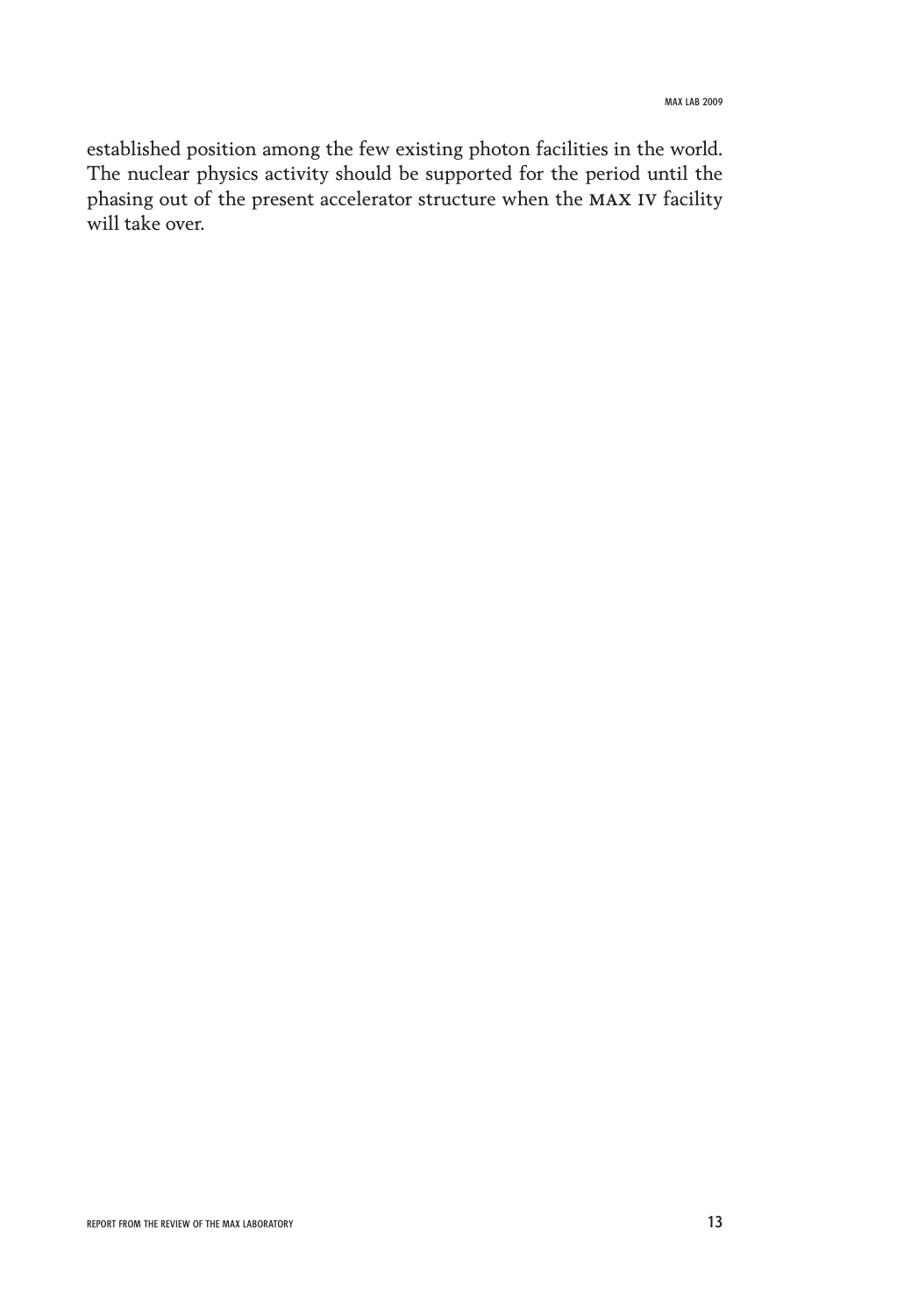established position among the few existing photon facilities in the world. The nuclear physics activity should be supported for the period until the phasing out of the present accelerator structure when the **MAX IV** facility will take over.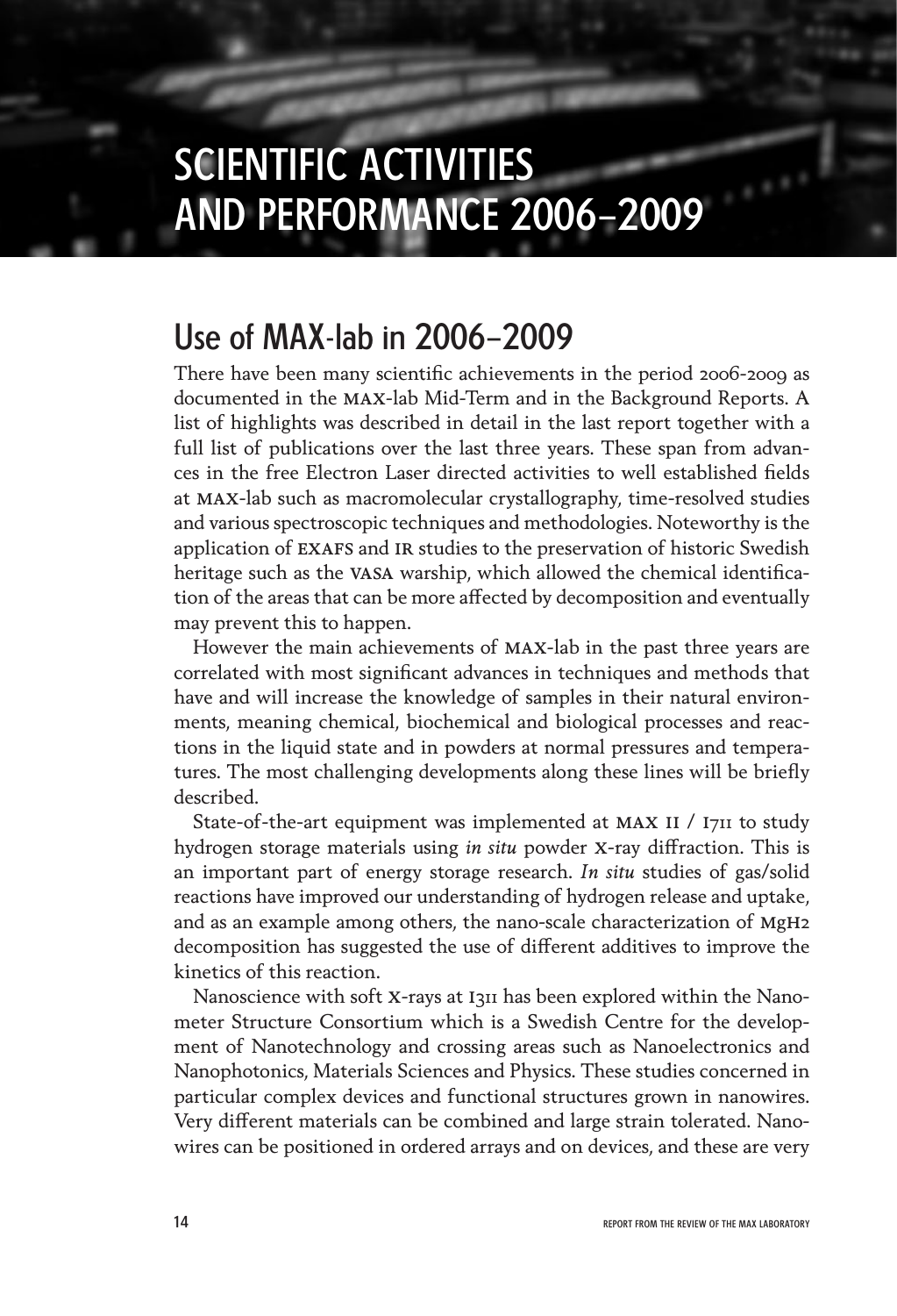# SCIENTIFIC ACTIVITIES AND PERFORMANCE 2006–2009

## Use of MAX-lab in 2006–2009

There have been many scientific achievements in the period 2006-2009 as documented in the MAX-lab Mid-Term and in the Background Reports. A list of highlights was described in detail in the last report together with a full list of publications over the last three years. These span from advances in the free Electron Laser directed activities to well established fields at MAX-lab such as macromolecular crystallography, time-resolved studies and various spectroscopic techniques and methodologies. Noteworthy is the application of EXAFS and IR studies to the preservation of historic Swedish heritage such as the VASA warship, which allowed the chemical identification of the areas that can be more affected by decomposition and eventually may prevent this to happen.

However the main achievements of MAX-lab in the past three years are correlated with most significant advances in techniques and methods that have and will increase the knowledge of samples in their natural environments, meaning chemical, biochemical and biological processes and reactions in the liquid state and in powders at normal pressures and temperatures. The most challenging developments along these lines will be briefly described.

State-of-the-art equipment was implemented at MAX II / I711 to study hydrogen storage materials using *in situ* powder X-ray diffraction. This is an important part of energy storage research. *In situ* studies of gas/solid reactions have improved our understanding of hydrogen release and uptake, and as an example among others, the nano-scale characterization of $MgH_2$ decomposition has suggested the use of different additives to improve the kinetics of this reaction.

Nanoscience with soft X-rays at I311 has been explored within the Nanometer Structure Consortium which is a Swedish Centre for the development of Nanotechnology and crossing areas such as Nanoelectronics and Nanophotonics, Materials Sciences and Physics. These studies concerned in particular complex devices and functional structures grown in nanowires. Very different materials can be combined and large strain tolerated. Nanowires can be positioned in ordered arrays and on devices, and these are very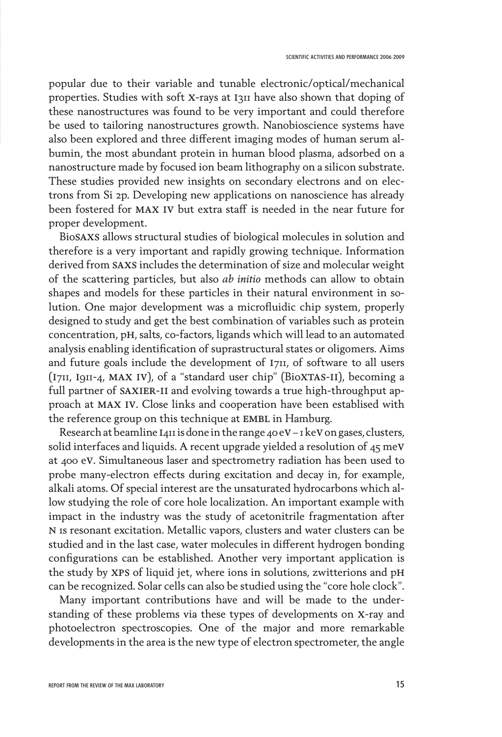popular due to their variable and tunable electronic/optical/mechanical properties. Studies with soft X-rays at I311 have also shown that doping of these nanostructures was found to be very important and could therefore be used to tailoring nanostructures growth. Nanobioscience systems have also been explored and three different imaging modes of human serum albumin, the most abundant protein in human blood plasma, adsorbed on a nanostructure made by focused ion beam lithography on a silicon substrate. These studies provided new insights on secondary electrons and on electrons from Si 2p. Developing new applications on nanoscience has already been fostered for MAX IV but extra staff is needed in the near future for proper development.

BioSAXS allows structural studies of biological molecules in solution and therefore is a very important and rapidly growing technique. Information derived from SAXS includes the determination of size and molecular weight of the scattering particles, but also *ab initio* methods can allow to obtain shapes and models for these particles in their natural environment in solution. One major development was a microfluidic chip system, properly designed to study and get the best combination of variables such as protein concentration, pH, salts, co-factors, ligands which will lead to an automated analysis enabling identification of suprastructural states or oligomers. Aims and future goals include the development of I711, of software to all users (I711, I911-4, MAX IV), of a "standard user chip" (BioXTAS-II), becoming a full partner of SAXIER-II and evolving towards a true high-throughput approach at MAX IV. Close links and cooperation have been establised with the reference group on this technique at EMBL in Hamburg.

Research at beamline I411 is done in the range 40 eV – 1 keV on gases, clusters, solid interfaces and liquids. A recent upgrade yielded a resolution of 45 meV at 400 eV. Simultaneous laser and spectrometry radiation has been used to probe many-electron effects during excitation and decay in, for example, alkali atoms. Of special interest are the unsaturated hydrocarbons which allow studying the role of core hole localization. An important example with impact in the industry was the study of acetonitrile fragmentation after N 1s resonant excitation. Metallic vapors, clusters and water clusters can be studied and in the last case, water molecules in different hydrogen bonding configurations can be established. Another very important application is the study by XPS of liquid jet, where ions in solutions, zwitterions and pH can be recognized. Solar cells can also be studied using the "core hole clock".

Many important contributions have and will be made to the understanding of these problems via these types of developments on X-ray and photoelectron spectroscopies. One of the major and more remarkable developments in the area is the new type of electron spectrometer, the angle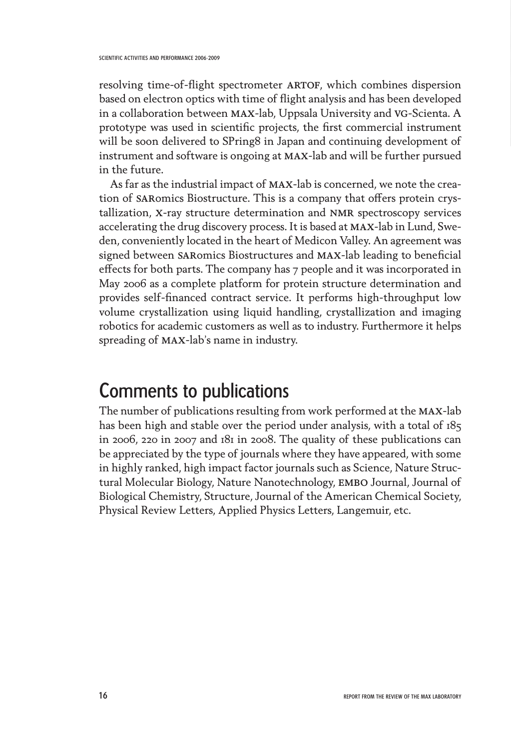resolving time-of-flight spectrometer ARTOF, which combines dispersion based on electron optics with time of flight analysis and has been developed in a collaboration between MAX-lab, Uppsala University and VG-Scienta. A prototype was used in scientific projects, the first commercial instrument will be soon delivered to SPring8 in Japan and continuing development of instrument and software is ongoing at MAX-lab and will be further pursued in the future.

As far as the industrial impact of MAX-lab is concerned, we note the creation of SARomics Biostructure. This is a company that offers protein crystallization, X-ray structure determination and NMR spectroscopy services accelerating the drug discovery process. It is based at MAX-lab in Lund, Sweden, conveniently located in the heart of Medicon Valley. An agreement was signed between SARomics Biostructures and MAX-lab leading to beneficial effects for both parts. The company has 7 people and it was incorporated in May 2006 as a complete platform for protein structure determination and provides self-financed contract service. It performs high-throughput low volume crystallization using liquid handling, crystallization and imaging robotics for academic customers as well as to industry. Furthermore it helps spreading of MAX-lab's name in industry.

## Comments to publications

The number of publications resulting from work performed at the MAX-lab has been high and stable over the period under analysis, with a total of 185 in 2006, 220 in 2007 and 181 in 2008. The quality of these publications can be appreciated by the type of journals where they have appeared, with some in highly ranked, high impact factor journals such as Science, Nature Structural Molecular Biology, Nature Nanotechnology, EMBO Journal, Journal of Biological Chemistry, Structure, Journal of the American Chemical Society, Physical Review Letters, Applied Physics Letters, Langemuir, etc.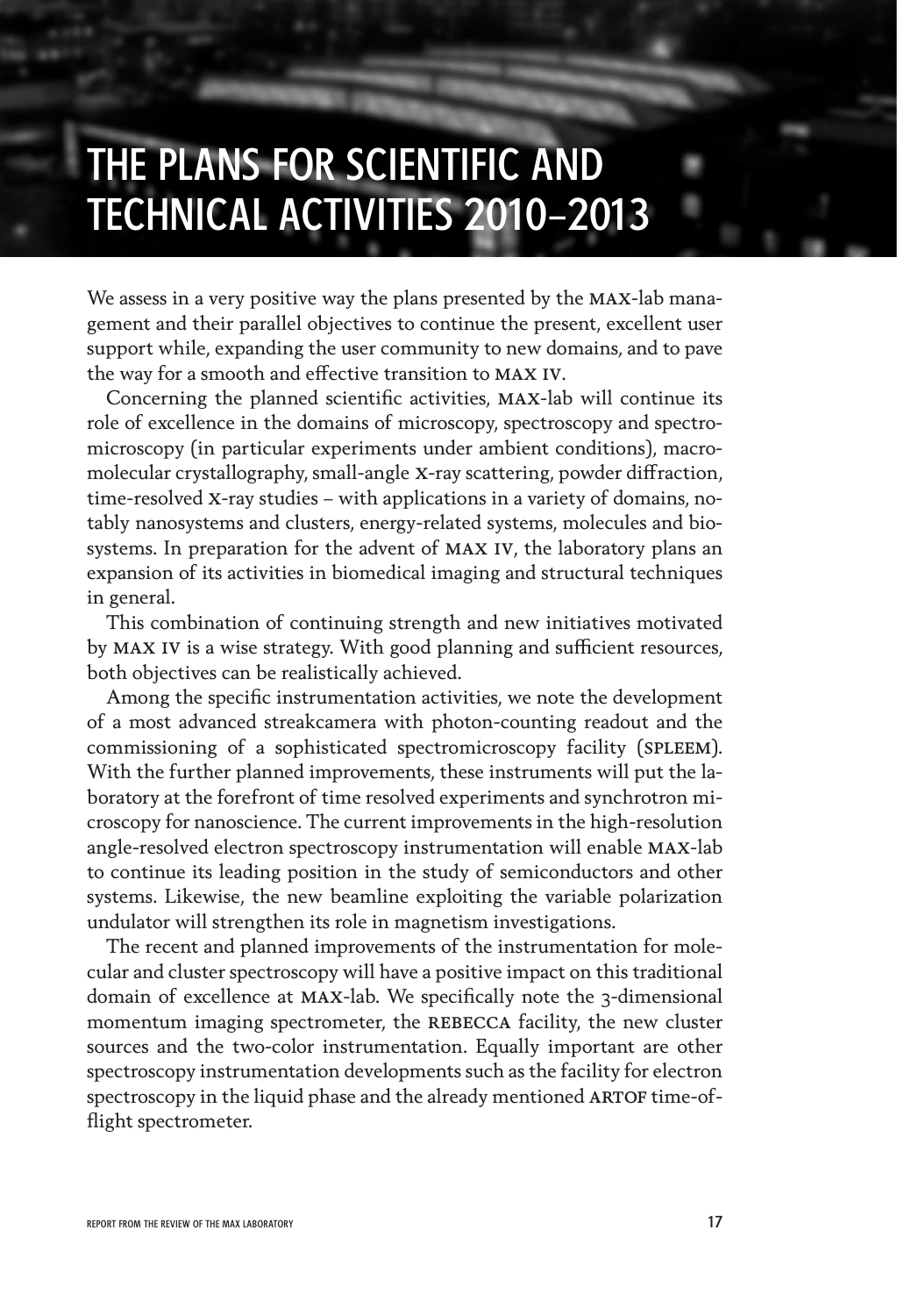# THE PLANS FOR SCIENTIFIC AND TECHNICAL ACTIVITIES 2010–2013

We assess in a very positive way the plans presented by the MAX-lab management and their parallel objectives to continue the present, excellent user support while, expanding the user community to new domains, and to pave the way for a smooth and effective transition to MAX IV.

Concerning the planned scientific activities, MAX-lab will continue its role of excellence in the domains of microscopy, spectroscopy and spectromicroscopy (in particular experiments under ambient conditions), macromolecular crystallography, small-angle X-ray scattering, powder diffraction, time-resolved X-ray studies – with applications in a variety of domains, notably nanosystems and clusters, energy-related systems, molecules and biosystems. In preparation for the advent of MAX IV, the laboratory plans an expansion of its activities in biomedical imaging and structural techniques in general.

This combination of continuing strength and new initiatives motivated by MAX IV is a wise strategy. With good planning and sufficient resources, both objectives can be realistically achieved.

Among the specific instrumentation activities, we note the development of a most advanced streakcamera with photon-counting readout and the commissioning of a sophisticated spectromicroscopy facility (SPLEEM). With the further planned improvements, these instruments will put the laboratory at the forefront of time resolved experiments and synchrotron microscopy for nanoscience. The current improvements in the high-resolution angle-resolved electron spectroscopy instrumentation will enable MAX-lab to continue its leading position in the study of semiconductors and other systems. Likewise, the new beamline exploiting the variable polarization undulator will strengthen its role in magnetism investigations.

The recent and planned improvements of the instrumentation for molecular and cluster spectroscopy will have a positive impact on this traditional domain of excellence at MAX-lab. We specifically note the 3-dimensional momentum imaging spectrometer, the REBECCA facility, the new cluster sources and the two-color instrumentation. Equally important are other spectroscopy instrumentation developments such as the facility for electron spectroscopy in the liquid phase and the already mentioned ARTOF time-of-flight spectrometer.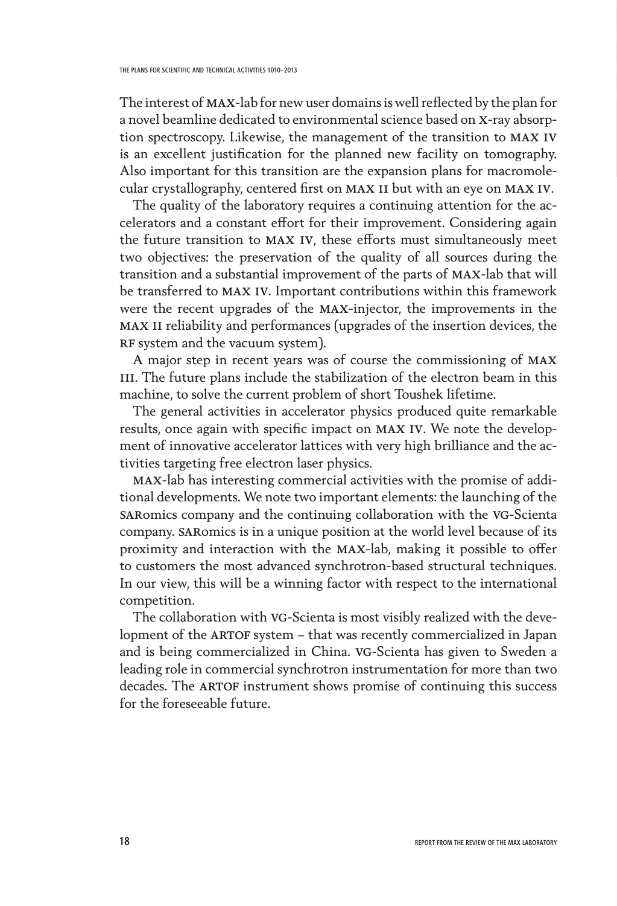The interest of MAX-lab for new user domains is well reflected by the plan for a novel beamline dedicated to environmental science based on X-ray absorption spectroscopy. Likewise, the management of the transition to MAX IV is an excellent justification for the planned new facility on tomography. Also important for this transition are the expansion plans for macromolecular crystallography, centered first on MAX II but with an eye on MAX IV.

The quality of the laboratory requires a continuing attention for the accelerators and a constant effort for their improvement. Considering again the future transition to MAX IV, these efforts must simultaneously meet two objectives: the preservation of the quality of all sources during the transition and a substantial improvement of the parts of MAX-lab that will be transferred to MAX IV. Important contributions within this framework were the recent upgrades of the MAX-injector, the improvements in the MAX II reliability and performances (upgrades of the insertion devices, the RF system and the vacuum system).

A major step in recent years was of course the commissioning of MAX III. The future plans include the stabilization of the electron beam in this machine, to solve the current problem of short Toushek lifetime.

The general activities in accelerator physics produced quite remarkable results, once again with specific impact on MAX IV. We note the development of innovative accelerator lattices with very high brilliance and the activities targeting free electron laser physics.

MAX-lab has interesting commercial activities with the promise of additional developments. We note two important elements: the launching of the SARomics company and the continuing collaboration with the VG-Scienta company. SARomics is in a unique position at the world level because of its proximity and interaction with the MAX-lab, making it possible to offer to customers the most advanced synchrotron-based structural techniques. In our view, this will be a winning factor with respect to the international competition.

The collaboration with VG-Scienta is most visibly realized with the development of the ARTOF system – that was recently commercialized in Japan and is being commercialized in China. VG-Scienta has given to Sweden a leading role in commercial synchrotron instrumentation for more than two decades. The ARTOF instrument shows promise of continuing this success for the foreseeable future.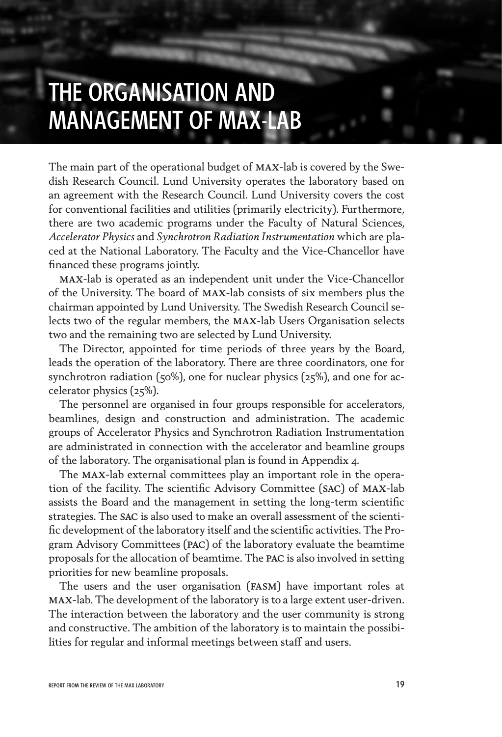# THE ORGANISATION AND MANAGEMENT OF MAX-LAB

The main part of the operational budget of MAX-lab is covered by the Swedish Research Council. Lund University operates the laboratory based on an agreement with the Research Council. Lund University covers the cost for conventional facilities and utilities (primarily electricity). Furthermore, there are two academic programs under the Faculty of Natural Sciences, *Accelerator Physics* and *Synchrotron Radiation Instrumentation* which are placed at the National Laboratory. The Faculty and the Vice-Chancellor have financed these programs jointly.

MAX-lab is operated as an independent unit under the Vice-Chancellor of the University. The board of MAX-lab consists of six members plus the chairman appointed by Lund University. The Swedish Research Council selects two of the regular members, the MAX-lab Users Organisation selects two and the remaining two are selected by Lund University.

The Director, appointed for time periods of three years by the Board, leads the operation of the laboratory. There are three coordinators, one for synchrotron radiation (50%), one for nuclear physics (25%), and one for accelerator physics (25%).

The personnel are organised in four groups responsible for accelerators, beamlines, design and construction and administration. The academic groups of Accelerator Physics and Synchrotron Radiation Instrumentation are administrated in connection with the accelerator and beamline groups of the laboratory. The organisational plan is found in Appendix 4.

The MAX-lab external committees play an important role in the operation of the facility. The scientific Advisory Committee (SAC) of MAX-lab assists the Board and the management in setting the long-term scientific strategies. The SAC is also used to make an overall assessment of the scientific development of the laboratory itself and the scientific activities. The Program Advisory Committees (PAC) of the laboratory evaluate the beamtime proposals for the allocation of beamtime. The PAC is also involved in setting priorities for new beamline proposals.

The users and the user organisation (FASM) have important roles at MAX-lab. The development of the laboratory is to a large extent user-driven. The interaction between the laboratory and the user community is strong and constructive. The ambition of the laboratory is to maintain the possibilities for regular and informal meetings between staff and users.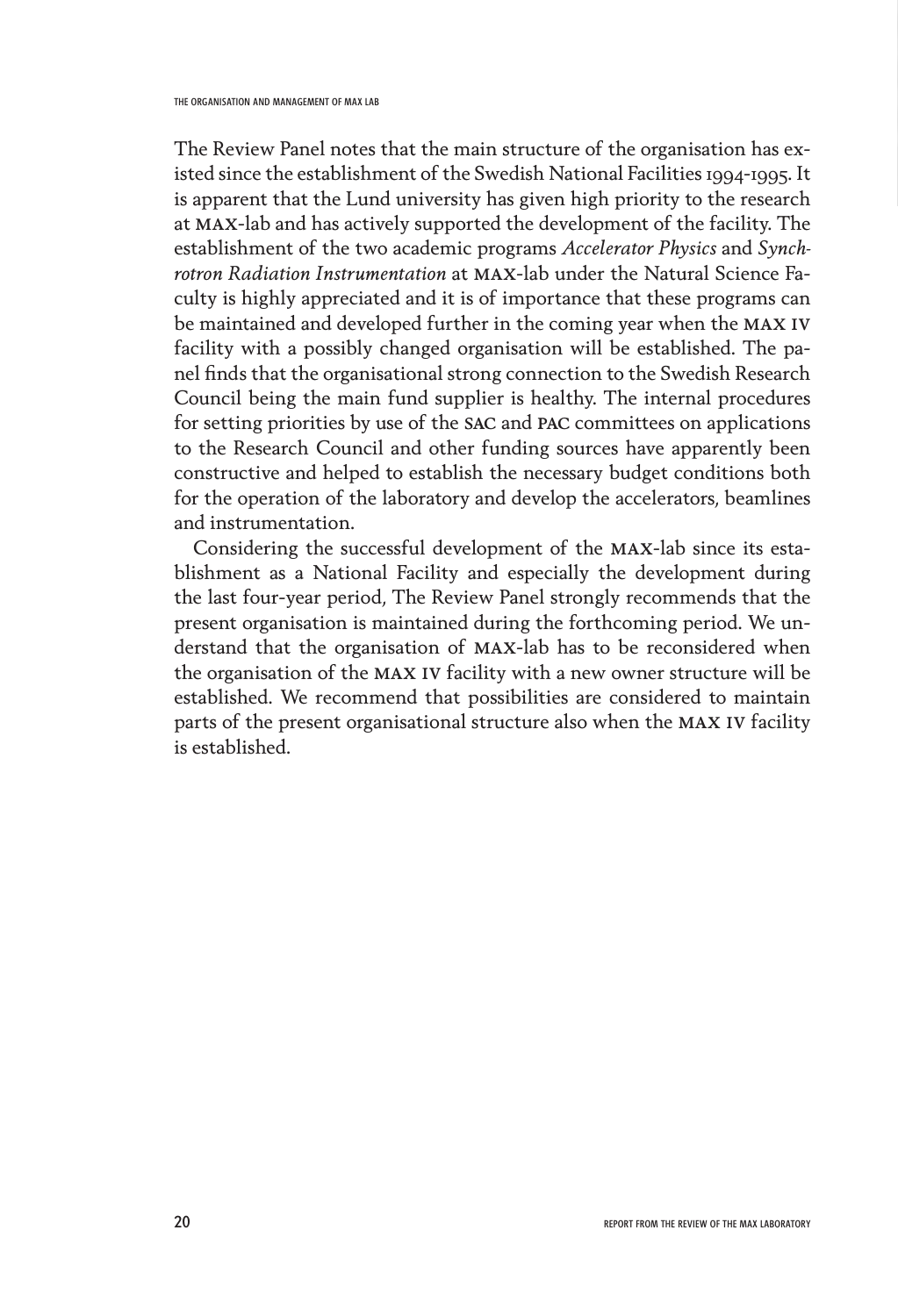The Review Panel notes that the main structure of the organisation has existed since the establishment of the Swedish National Facilities 1994-1995. It is apparent that the Lund university has given high priority to the research at MAX-lab and has actively supported the development of the facility. The establishment of the two academic programs *Accelerator Physics* and *Synchrotron Radiation Instrumentation* at MAX-lab under the Natural Science Faculty is highly appreciated and it is of importance that these programs can be maintained and developed further in the coming year when the MAX IV facility with a possibly changed organisation will be established. The panel finds that the organisational strong connection to the Swedish Research Council being the main fund supplier is healthy. The internal procedures for setting priorities by use of the SAC and PAC committees on applications to the Research Council and other funding sources have apparently been constructive and helped to establish the necessary budget conditions both for the operation of the laboratory and develop the accelerators, beamlines and instrumentation.

Considering the successful development of the MAX-lab since its establishment as a National Facility and especially the development during the last four-year period, The Review Panel strongly recommends that the present organisation is maintained during the forthcoming period. We understand that the organisation of MAX-lab has to be reconsidered when the organisation of the MAX IV facility with a new owner structure will be established. We recommend that possibilities are considered to maintain parts of the present organisational structure also when the MAX IV facility is established.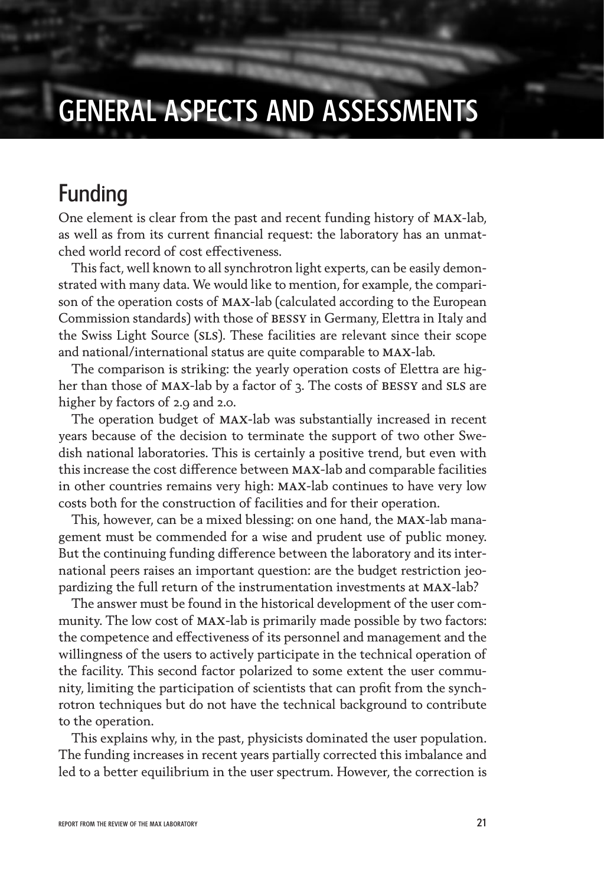# GENERAL ASPECTS AND ASSESSMENTS

## Funding

One element is clear from the past and recent funding history of MAX-lab, as well as from its current financial request: the laboratory has an unmatched world record of cost effectiveness.

This fact, well known to all synchrotron light experts, can be easily demonstrated with many data. We would like to mention, for example, the comparison of the operation costs of MAX-lab (calculated according to the European Commission standards) with those of BESSY in Germany, Elettra in Italy and the Swiss Light Source (SLS). These facilities are relevant since their scope and national/international status are quite comparable to MAX-lab.

The comparison is striking: the yearly operation costs of Elettra are higher than those of MAX-lab by a factor of 3. The costs of BESSY and SLS are higher by factors of 2.9 and 2.0.

The operation budget of MAX-lab was substantially increased in recent years because of the decision to terminate the support of two other Swedish national laboratories. This is certainly a positive trend, but even with this increase the cost difference between MAX-lab and comparable facilities in other countries remains very high: MAX-lab continues to have very low costs both for the construction of facilities and for their operation.

This, however, can be a mixed blessing: on one hand, the MAX-lab management must be commended for a wise and prudent use of public money. But the continuing funding difference between the laboratory and its international peers raises an important question: are the budget restriction jeopardizing the full return of the instrumentation investments at MAX-lab?

The answer must be found in the historical development of the user community. The low cost of MAX-lab is primarily made possible by two factors: the competence and effectiveness of its personnel and management and the willingness of the users to actively participate in the technical operation of the facility. This second factor polarized to some extent the user community, limiting the participation of scientists that can profit from the synchrotron techniques but do not have the technical background to contribute to the operation.

This explains why, in the past, physicists dominated the user population. The funding increases in recent years partially corrected this imbalance and led to a better equilibrium in the user spectrum. However, the correction is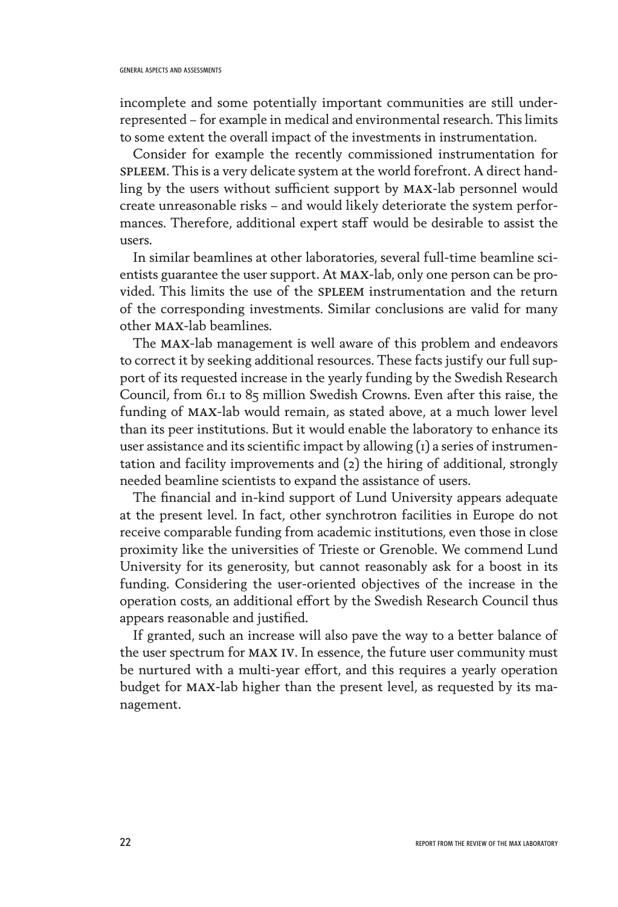incomplete and some potentially important communities are still underrepresented – for example in medical and environmental research. This limits to some extent the overall impact of the investments in instrumentation.

Consider for example the recently commissioned instrumentation for SPLEEM. This is a very delicate system at the world forefront. A direct handling by the users without sufficient support by MAX-lab personnel would create unreasonable risks – and would likely deteriorate the system performances. Therefore, additional expert staff would be desirable to assist the users.

In similar beamlines at other laboratories, several full-time beamline scientists guarantee the user support. At MAX-lab, only one person can be provided. This limits the use of the SPLEEM instrumentation and the return of the corresponding investments. Similar conclusions are valid for many other MAX-lab beamlines.

The MAX-lab management is well aware of this problem and endeavors to correct it by seeking additional resources. These facts justify our full support of its requested increase in the yearly funding by the Swedish Research Council, from 61.1 to 85 million Swedish Crowns. Even after this raise, the funding of MAX-lab would remain, as stated above, at a much lower level than its peer institutions. But it would enable the laboratory to enhance its user assistance and its scientific impact by allowing (1) a series of instrumentation and facility improvements and (2) the hiring of additional, strongly needed beamline scientists to expand the assistance of users.

The financial and in-kind support of Lund University appears adequate at the present level. In fact, other synchrotron facilities in Europe do not receive comparable funding from academic institutions, even those in close proximity like the universities of Trieste or Grenoble. We commend Lund University for its generosity, but cannot reasonably ask for a boost in its funding. Considering the user-oriented objectives of the increase in the operation costs, an additional effort by the Swedish Research Council thus appears reasonable and justified.

If granted, such an increase will also pave the way to a better balance of the user spectrum for MAX IV. In essence, the future user community must be nurtured with a multi-year effort, and this requires a yearly operation budget for MAX-lab higher than the present level, as requested by its management.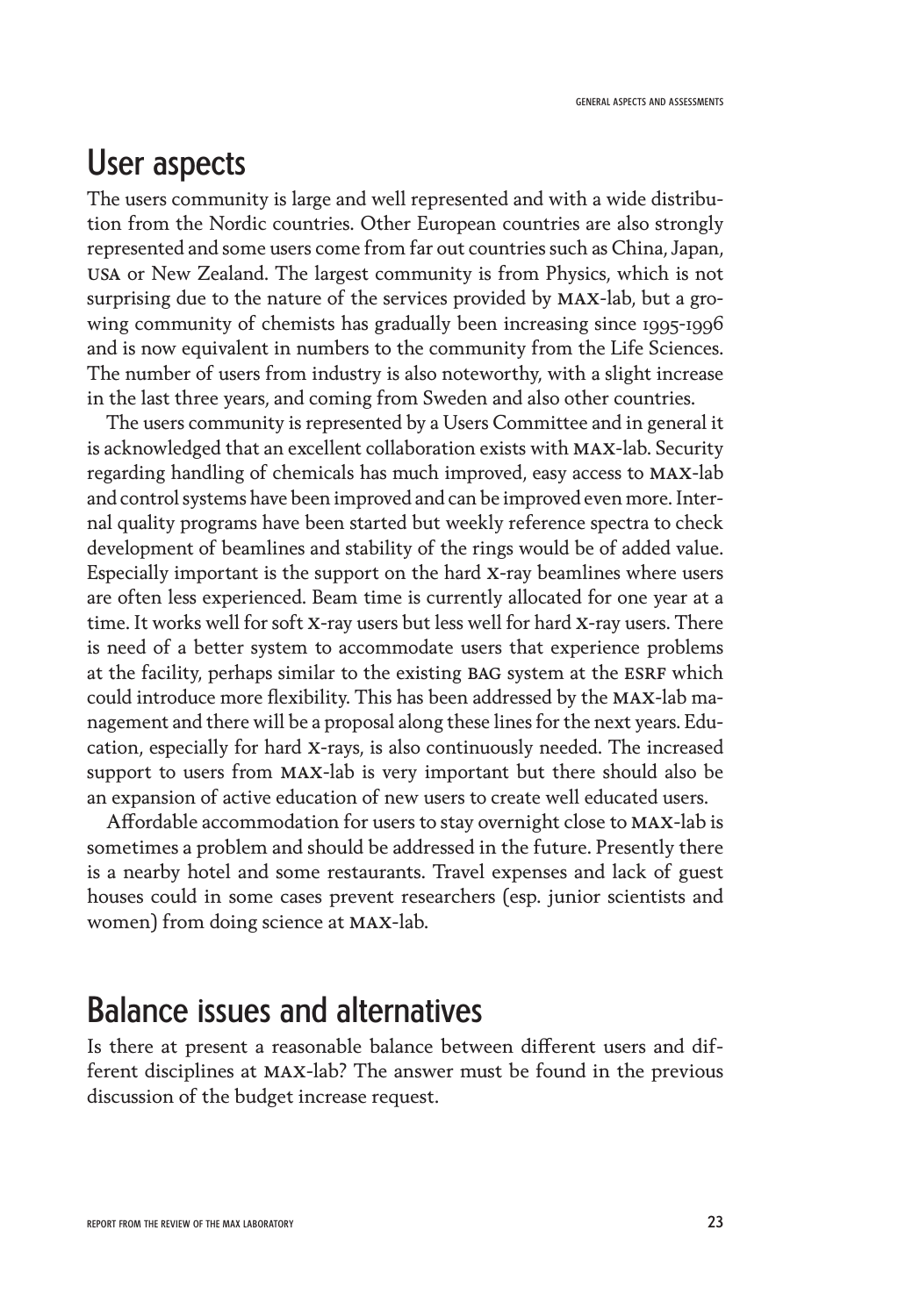## User aspects

The users community is large and well represented and with a wide distribution from the Nordic countries. Other European countries are also strongly represented and some users come from far out countries such as China, Japan, USA or New Zealand. The largest community is from Physics, which is not surprising due to the nature of the services provided by MAX-lab, but a growing community of chemists has gradually been increasing since 1995-1996 and is now equivalent in numbers to the community from the Life Sciences. The number of users from industry is also noteworthy, with a slight increase in the last three years, and coming from Sweden and also other countries.

The users community is represented by a Users Committee and in general it is acknowledged that an excellent collaboration exists with MAX-lab. Security regarding handling of chemicals has much improved, easy access to MAX-lab and control systems have been improved and can be improved even more. Internal quality programs have been started but weekly reference spectra to check development of beamlines and stability of the rings would be of added value. Especially important is the support on the hard X-ray beamlines where users are often less experienced. Beam time is currently allocated for one year at a time. It works well for soft X-ray users but less well for hard X-ray users. There is need of a better system to accommodate users that experience problems at the facility, perhaps similar to the existing BAG system at the ESRF which could introduce more flexibility. This has been addressed by the MAX-lab management and there will be a proposal along these lines for the next years. Education, especially for hard X-rays, is also continuously needed. The increased support to users from MAX-lab is very important but there should also be an expansion of active education of new users to create well educated users.

Affordable accommodation for users to stay overnight close to MAX-lab is sometimes a problem and should be addressed in the future. Presently there is a nearby hotel and some restaurants. Travel expenses and lack of guest houses could in some cases prevent researchers (esp. junior scientists and women) from doing science at MAX-lab.

## Balance issues and alternatives

Is there at present a reasonable balance between different users and different disciplines at MAX-lab? The answer must be found in the previous discussion of the budget increase request.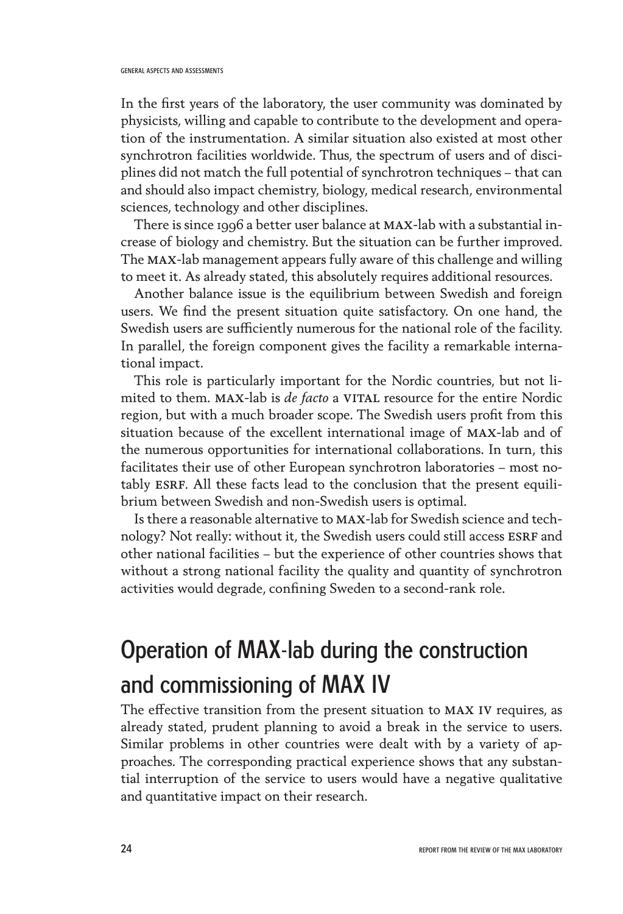In the first years of the laboratory, the user community was dominated by physicists, willing and capable to contribute to the development and operation of the instrumentation. A similar situation also existed at most other synchrotron facilities worldwide. Thus, the spectrum of users and of disciplines did not match the full potential of synchrotron techniques – that can and should also impact chemistry, biology, medical research, environmental sciences, technology and other disciplines.

There is since 1996 a better user balance at MAX-lab with a substantial increase of biology and chemistry. But the situation can be further improved. The MAX-lab management appears fully aware of this challenge and willing to meet it. As already stated, this absolutely requires additional resources.

Another balance issue is the equilibrium between Swedish and foreign users. We find the present situation quite satisfactory. On one hand, the Swedish users are sufficiently numerous for the national role of the facility. In parallel, the foreign component gives the facility a remarkable international impact.

This role is particularly important for the Nordic countries, but not limited to them. MAX-lab is *de facto* a VITAL resource for the entire Nordic region, but with a much broader scope. The Swedish users profit from this situation because of the excellent international image of MAX-lab and of the numerous opportunities for international collaborations. In turn, this facilitates their use of other European synchrotron laboratories – most notably ESRF. All these facts lead to the conclusion that the present equilibrium between Swedish and non-Swedish users is optimal.

Is there a reasonable alternative to MAX-lab for Swedish science and technology? Not really: without it, the Swedish users could still access ESRF and other national facilities – but the experience of other countries shows that without a strong national facility the quality and quantity of synchrotron activities would degrade, confining Sweden to a second-rank role.

## Operation of MAX-lab during the construction and commissioning of MAX IV

The effective transition from the present situation to MAX IV requires, as already stated, prudent planning to avoid a break in the service to users. Similar problems in other countries were dealt with by a variety of approaches. The corresponding practical experience shows that any substantial interruption of the service to users would have a negative qualitative and quantitative impact on their research.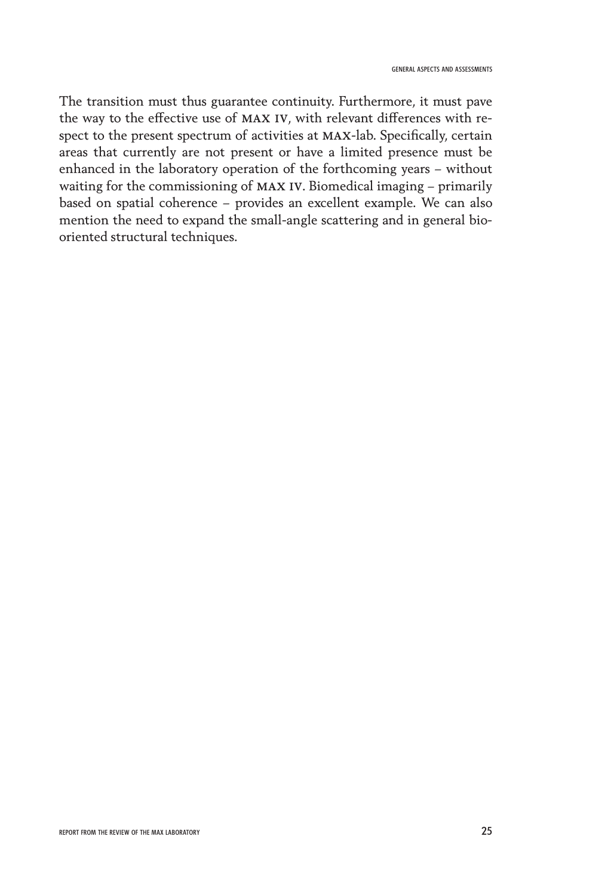The transition must thus guarantee continuity. Furthermore, it must pave the way to the effective use of MAX IV, with relevant differences with respect to the present spectrum of activities at MAX-lab. Specifically, certain areas that currently are not present or have a limited presence must be enhanced in the laboratory operation of the forthcoming years – without waiting for the commissioning of MAX IV. Biomedical imaging – primarily based on spatial coherence – provides an excellent example. We can also mention the need to expand the small-angle scattering and in general bio-oriented structural techniques.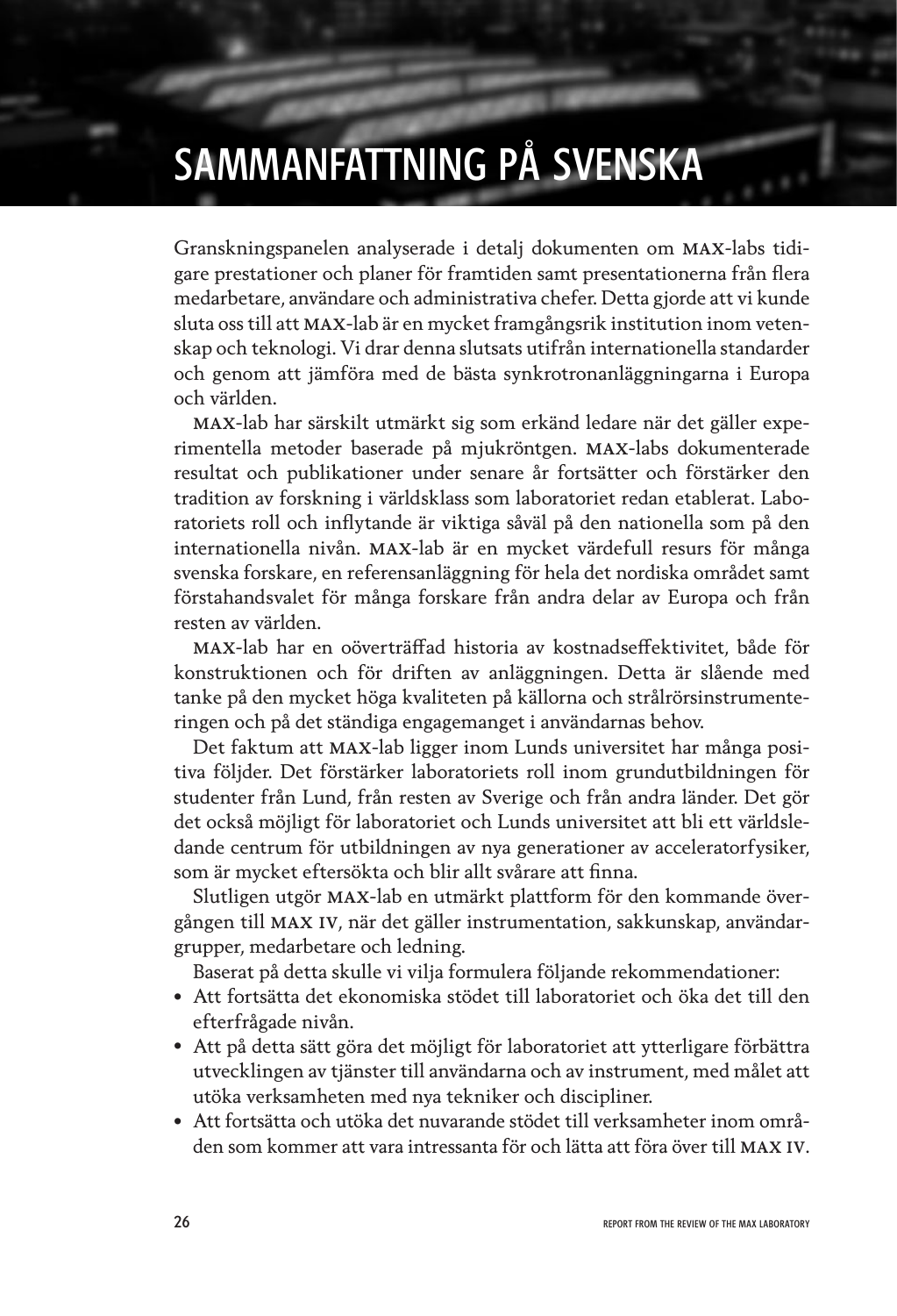# SAMMANFATTNING PÅ SVENSKA

Granskningspanelen analyserade i detalj dokumenten om MAX-labs tidigare prestationer och planer för framtiden samt presentationerna från flera medarbetare, användare och administrativa chefer. Detta gjorde att vi kunde sluta oss till att MAX-lab är en mycket framgångsrik institution inom vetenskap och teknologi. Vi drar denna slutsats utifrån internationella standarder och genom att jämföra med de bästa synkrotronanläggningarna i Europa och världen.

MAX-lab har särskilt utmärkt sig som erkänd ledare när det gäller experimentella metoder baserade på mjukröntgen. MAX-labs dokumenterade resultat och publikationer under senare år fortsätter och förstärker den tradition av forskning i världsklass som laboratoriet redan etablerat. Laboratoriets roll och inflytande är viktiga såväl på den nationella som på den internationella nivån. MAX-lab är en mycket värdefull resurs för många svenska forskare, en referensanläggning för hela det nordiska området samt förstahandsvalet för många forskare från andra delar av Europa och från resten av världen.

MAX-lab har en oöverträffad historia av kostnadseffektivitet, både för konstruktionen och för driften av anläggningen. Detta är slående med tanke på den mycket höga kvaliteten på källorna och strålrörsinstrumenteringen och på det ständiga engagemanget i användarnas behov.

Det faktum att MAX-lab ligger inom Lunds universitet har många positiva följder. Det förstärker laboratoriets roll inom grundutbildningen för studenter från Lund, från resten av Sverige och från andra länder. Det gör det också möjligt för laboratoriet och Lunds universitet att bli ett världsledande centrum för utbildningen av nya generationer av acceleratorfysiker, som är mycket eftersökta och blir allt svårare att finna.

Slutligen utgör MAX-lab en utmärkt plattform för den kommande övergången till MAX IV, när det gäller instrumentation, sakkunskap, användargrupper, medarbetare och ledning.

Baserat på detta skulle vi vilja formulera följande rekommendationer:

- Att fortsätta det ekonomiska stödet till laboratoriet och öka det till den efterfrågade nivån.
- Att på detta sätt göra det möjligt för laboratoriet att ytterligare förbättra utvecklingen av tjänster till användarna och av instrument, med målet att utöka verksamheten med nya tekniker och discipliner.
- Att fortsätta och utöka det nuvarande stödet till verksamheter inom områden som kommer att vara intressanta för och lätta att föra över till MAX IV.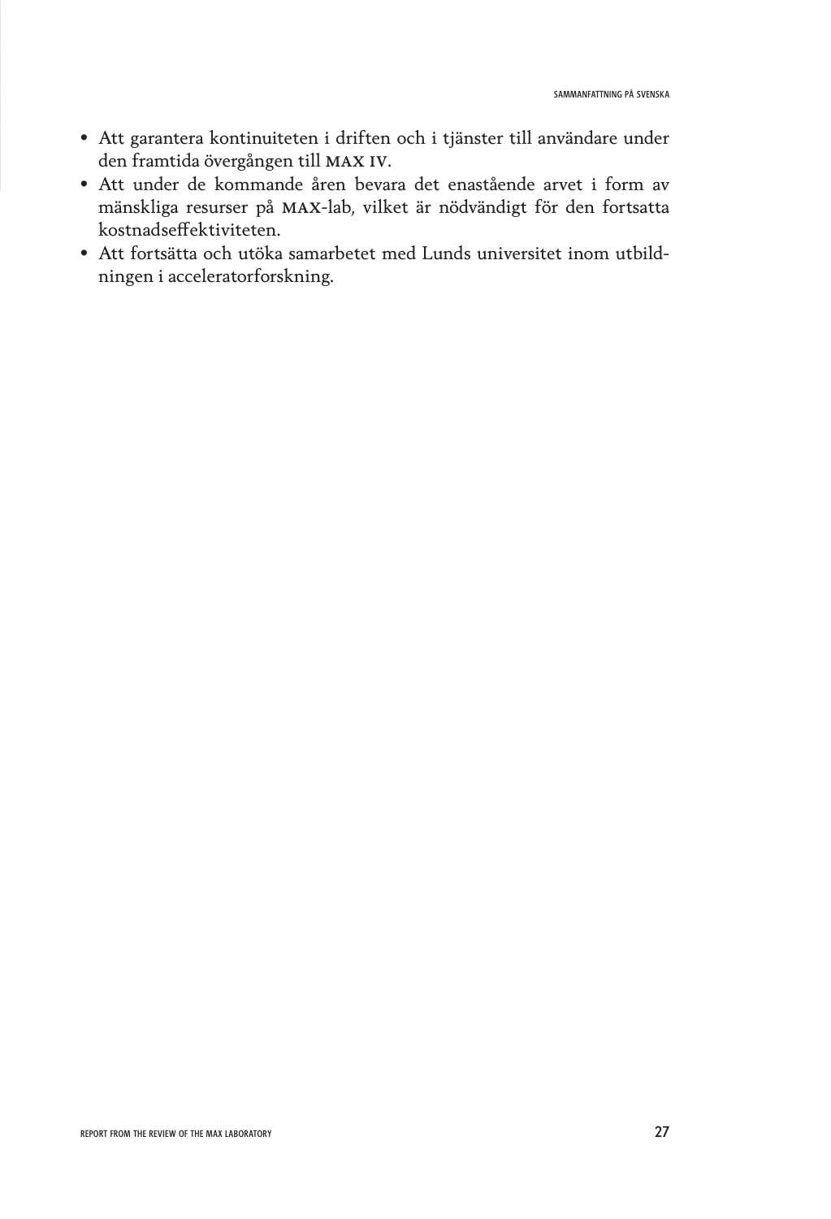- Att garantera kontinuiteten i driften och i tjänster till användare under den framtida övergången till **MAX IV**.
- Att under de kommande åren bevara det enastående arvet i form av mänskliga resurser på **MAX**-lab, vilket är nödvändigt för den fortsatta kostnadseffektiviteten.
- Att fortsätta och utöka samarbetet med Lunds universitet inom utbildningen i acceleratorforskning.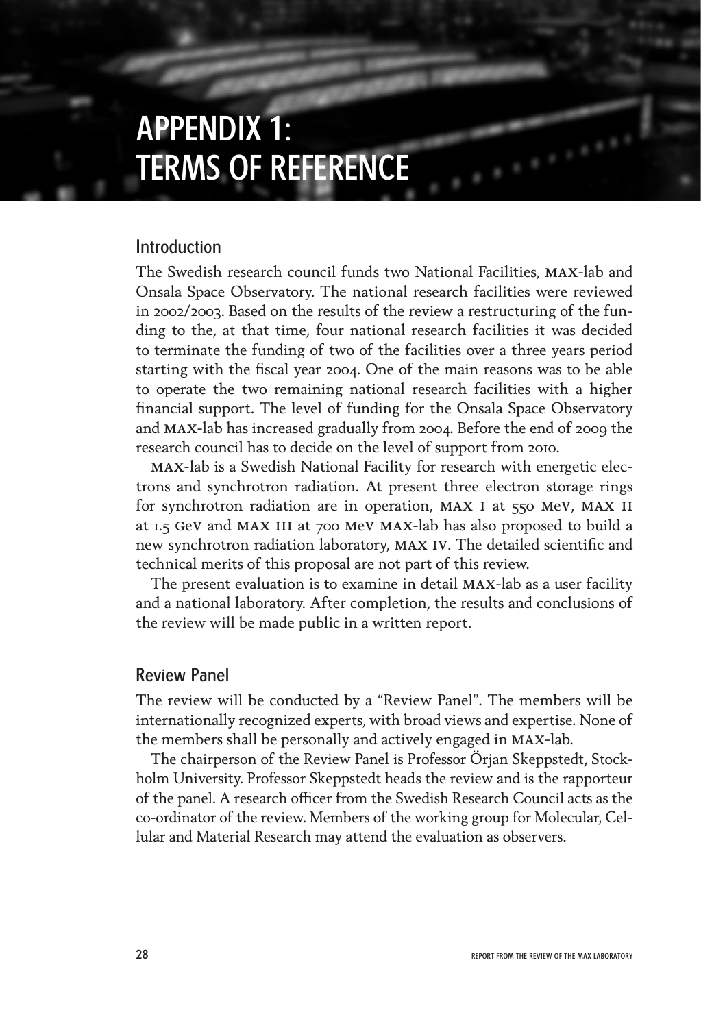# APPENDIX 1: TERMS OF REFERENCE

## Introduction

The Swedish research council funds two National Facilities, MAX-lab and Onsala Space Observatory. The national research facilities were reviewed in 2002/2003. Based on the results of the review a restructuring of the funding to the, at that time, four national research facilities it was decided to terminate the funding of two of the facilities over a three years period starting with the fiscal year 2004. One of the main reasons was to be able to operate the two remaining national research facilities with a higher financial support. The level of funding for the Onsala Space Observatory and MAX-lab has increased gradually from 2004. Before the end of 2009 the research council has to decide on the level of support from 2010.

MAX-lab is a Swedish National Facility for research with energetic electrons and synchrotron radiation. At present three electron storage rings for synchrotron radiation are in operation, MAX I at 550 MeV, MAX II at 1.5 GeV and MAX III at 700 MeV MAX-lab has also proposed to build a new synchrotron radiation laboratory, MAX IV. The detailed scientific and technical merits of this proposal are not part of this review.

The present evaluation is to examine in detail MAX-lab as a user facility and a national laboratory. After completion, the results and conclusions of the review will be made public in a written report.

## Review Panel

The review will be conducted by a "Review Panel". The members will be internationally recognized experts, with broad views and expertise. None of the members shall be personally and actively engaged in MAX-lab.

The chairperson of the Review Panel is Professor Örjan Skeppstedt, Stockholm University. Professor Skeppstedt heads the review and is the rapporteur of the panel. A research officer from the Swedish Research Council acts as the co-ordinator of the review. Members of the working group for Molecular, Cellular and Material Research may attend the evaluation as observers.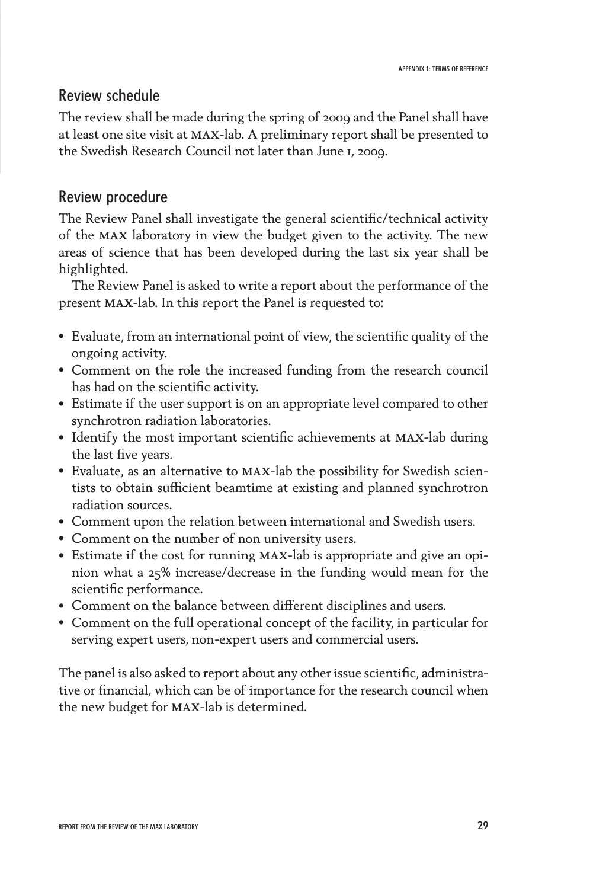## Review schedule

The review shall be made during the spring of 2009 and the Panel shall have at least one site visit at MAX-lab. A preliminary report shall be presented to the Swedish Research Council not later than June 1, 2009.

## Review procedure

The Review Panel shall investigate the general scientific/technical activity of the MAX laboratory in view the budget given to the activity. The new areas of science that has been developed during the last six year shall be highlighted.

The Review Panel is asked to write a report about the performance of the present MAX-lab. In this report the Panel is requested to:

- Evaluate, from an international point of view, the scientific quality of the ongoing activity.
- Comment on the role the increased funding from the research council has had on the scientific activity.
- Estimate if the user support is on an appropriate level compared to other synchrotron radiation laboratories.
- Identify the most important scientific achievements at MAX-lab during the last five years.
- Evaluate, as an alternative to MAX-lab the possibility for Swedish scientists to obtain sufficient beamtime at existing and planned synchrotron radiation sources.
- Comment upon the relation between international and Swedish users.
- Comment on the number of non university users.
- Estimate if the cost for running MAX-lab is appropriate and give an opinion what a 25% increase/decrease in the funding would mean for the scientific performance.
- Comment on the balance between different disciplines and users.
- Comment on the full operational concept of the facility, in particular for serving expert users, non-expert users and commercial users.

The panel is also asked to report about any other issue scientific, administrative or financial, which can be of importance for the research council when the new budget for MAX-lab is determined.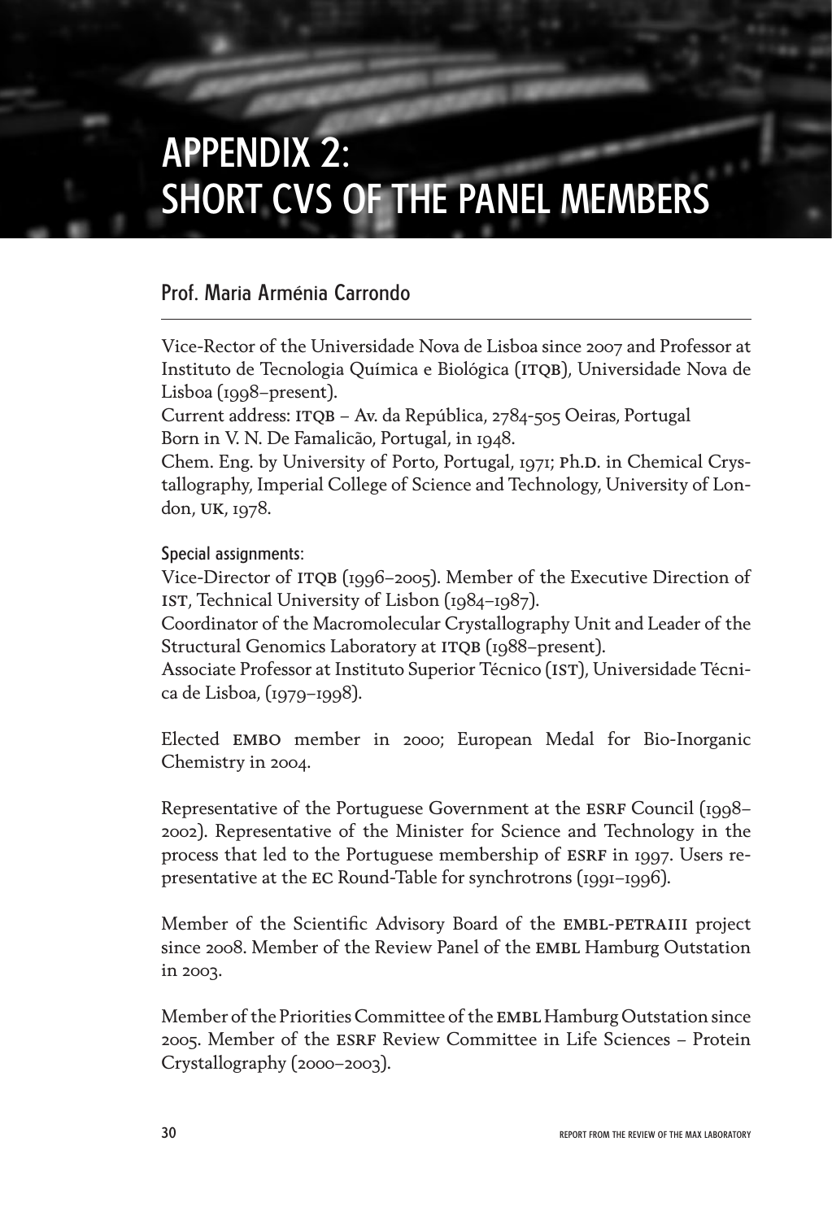# APPENDIX 2: SHORT CVS OF THE PANEL MEMBERS

## Prof. Maria Arménia Carrondo

Vice-Rector of the Universidade Nova de Lisboa since 2007 and Professor at Instituto de Tecnologia Química e Biológica (ITQB), Universidade Nova de Lisboa (1998–present).
Current address: ITQB – Av. da República, 2784-505 Oeiras, Portugal
Born in V. N. De Famalicão, Portugal, in 1948.
Chem. Eng. by University of Porto, Portugal, 1971; Ph.D. in Chemical Crystallography, Imperial College of Science and Technology, University of London, UK, 1978.

### Special assignments:

Vice-Director of ITQB (1996–2005). Member of the Executive Direction of IST, Technical University of Lisbon (1984–1987).
Coordinator of the Macromolecular Crystallography Unit and Leader of the Structural Genomics Laboratory at ITQB (1988–present).
Associate Professor at Instituto Superior Técnico (IST), Universidade Técnica de Lisboa, (1979–1998).

Elected EMBO member in 2000; European Medal for Bio-Inorganic Chemistry in 2004.

Representative of the Portuguese Government at the ESRF Council (1998–2002). Representative of the Minister for Science and Technology in the process that led to the Portuguese membership of ESRF in 1997. Users representative at the EC Round-Table for synchrotrons (1991–1996).

Member of the Scientific Advisory Board of the EMBL-PETRAIII project since 2008. Member of the Review Panel of the EMBL Hamburg Outstation in 2003.

Member of the Priorities Committee of the EMBL Hamburg Outstation since 2005. Member of the ESRF Review Committee in Life Sciences – Protein Crystallography (2000–2003).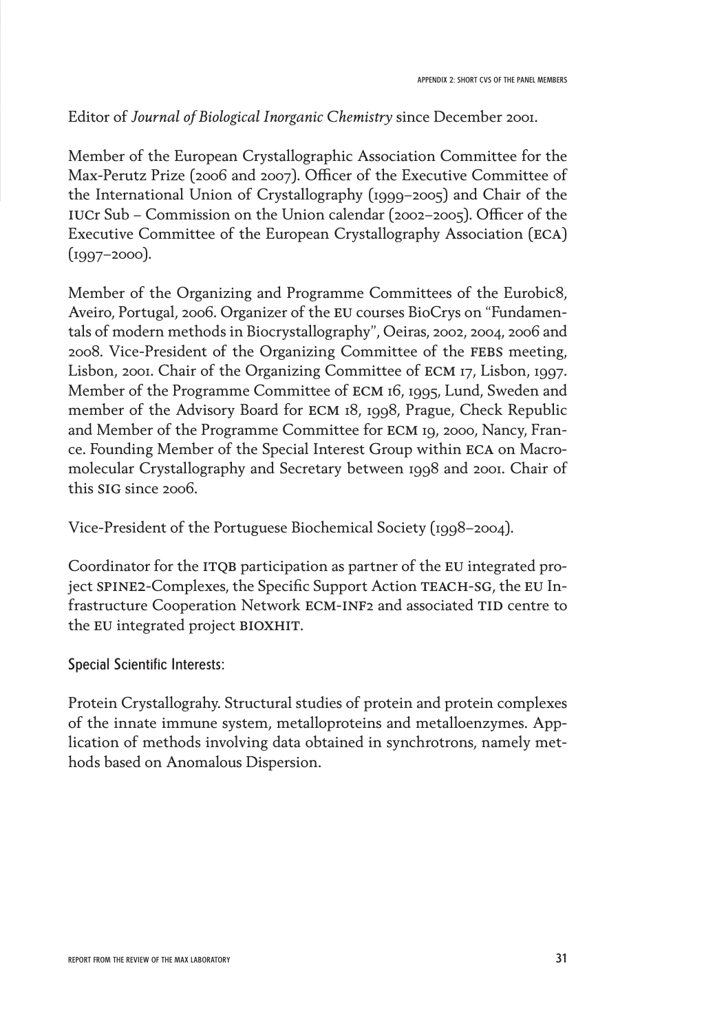Editor of *Journal of Biological Inorganic Chemistry* since December 2001.

Member of the European Crystallographic Association Committee for the Max-Perutz Prize (2006 and 2007). Officer of the Executive Committee of the International Union of Crystallography (1999–2005) and Chair of the IUCr Sub – Commission on the Union calendar (2002–2005). Officer of the Executive Committee of the European Crystallography Association (ECA) (1997–2000).

Member of the Organizing and Programme Committees of the Eurobic8, Aveiro, Portugal, 2006. Organizer of the EU courses BioCrys on "Fundamentals of modern methods in Biocrystallography", Oeiras, 2002, 2004, 2006 and 2008. Vice-President of the Organizing Committee of the FEBS meeting, Lisbon, 2001. Chair of the Organizing Committee of ECM 17, Lisbon, 1997. Member of the Programme Committee of ECM 16, 1995, Lund, Sweden and member of the Advisory Board for ECM 18, 1998, Prague, Check Republic and Member of the Programme Committee for ECM 19, 2000, Nancy, France. Founding Member of the Special Interest Group within ECA on Macromolecular Crystallography and Secretary between 1998 and 2001. Chair of this SIG since 2006.

Vice-President of the Portuguese Biochemical Society (1998–2004).

Coordinator for the ITQB participation as partner of the EU integrated project SPINE2-Complexes, the Specific Support Action TEACH-SG, the EU Infrastructure Cooperation Network ECM-INF2 and associated TID centre to the EU integrated project BIOXHIT.

Special Scientific Interests:

Protein Crystallograhy. Structural studies of protein and protein complexes of the innate immune system, metalloproteins and metalloenzymes. Application of methods involving data obtained in synchrotrons, namely methods based on Anomalous Dispersion.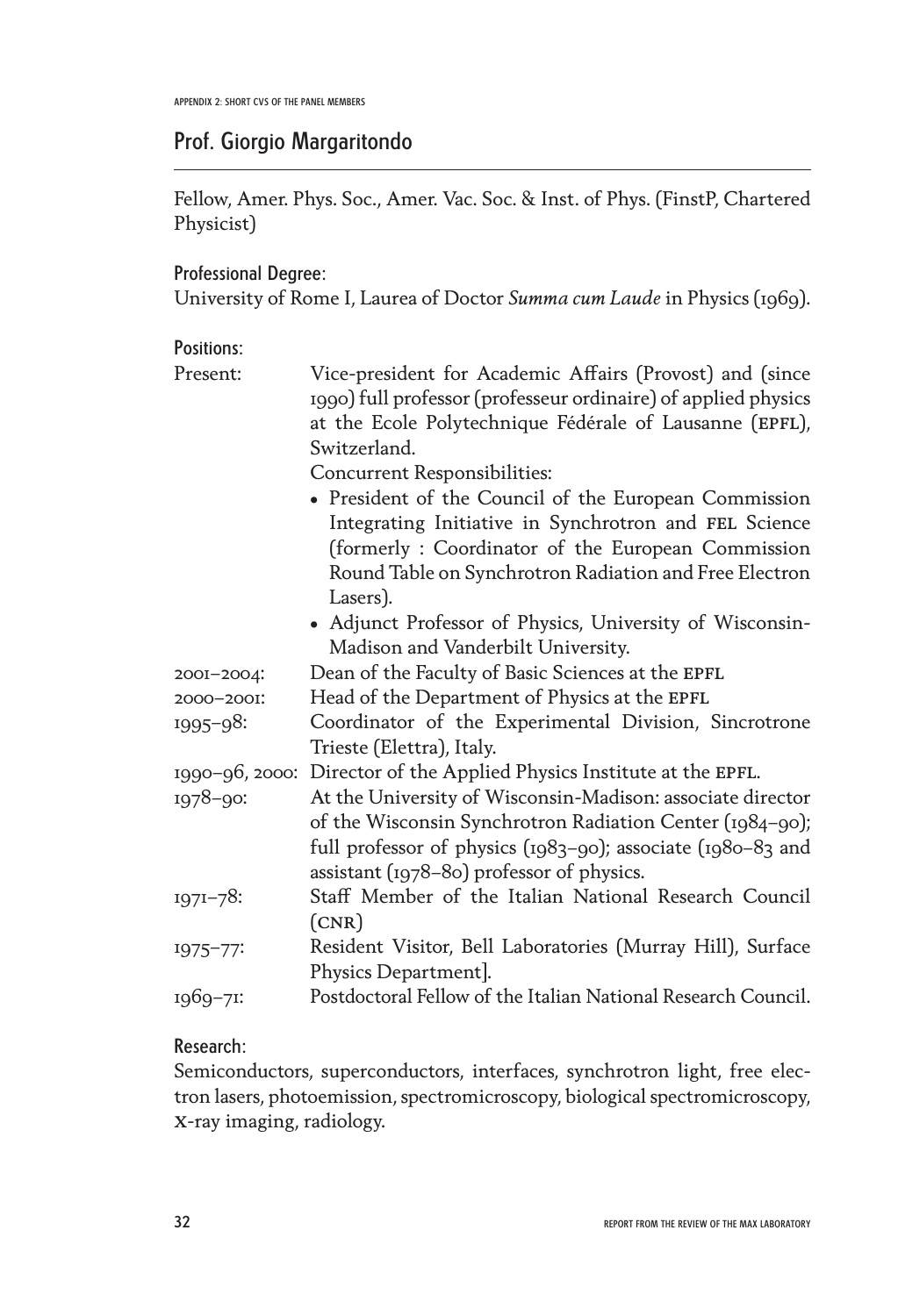## Prof. Giorgio Margaritondo

Fellow, Amer. Phys. Soc., Amer. Vac. Soc. & Inst. of Phys. (FinstP, Chartered Physicist)

### Professional Degree:

University of Rome I, Laurea of Doctor *Summa cum Laude* in Physics (1969).

### Positions:

| | |
|---|---|
| Present: | Vice-president for Academic Affairs (Provost) and (since 1990) full professor (professeur ordinaire) of applied physics at the Ecole Polytechnique Fédérale of Lausanne (EPFL), Switzerland.<br>Concurrent Responsibilities:<br>• President of the Council of the European Commission Integrating Initiative in Synchrotron and FEL Science (formerly : Coordinator of the European Commission Round Table on Synchrotron Radiation and Free Electron Lasers).<br>• Adjunct Professor of Physics, University of Wisconsin-Madison and Vanderbilt University. |
| 2001–2004: | Dean of the Faculty of Basic Sciences at the EPFL |
| 2000–2001: | Head of the Department of Physics at the EPFL |
| 1995–98: | Coordinator of the Experimental Division, Sincrotrone Trieste (Elettra), Italy. |
| 1990–96, 2000: | Director of the Applied Physics Institute at the EPFL. |
| 1978–90: | At the University of Wisconsin-Madison: associate director of the Wisconsin Synchrotron Radiation Center (1984–90); full professor of physics (1983–90); associate (1980–83 and assistant (1978–80) professor of physics. |
| 1971–78: | Staff Member of the Italian National Research Council (CNR) |
| 1975–77: | Resident Visitor, Bell Laboratories (Murray Hill), Surface Physics Department]. |
| 1969–71: | Postdoctoral Fellow of the Italian National Research Council. |

### Research:

Semiconductors, superconductors, interfaces, synchrotron light, free electron lasers, photoemission, spectromicroscopy, biological spectromicroscopy, X-ray imaging, radiology.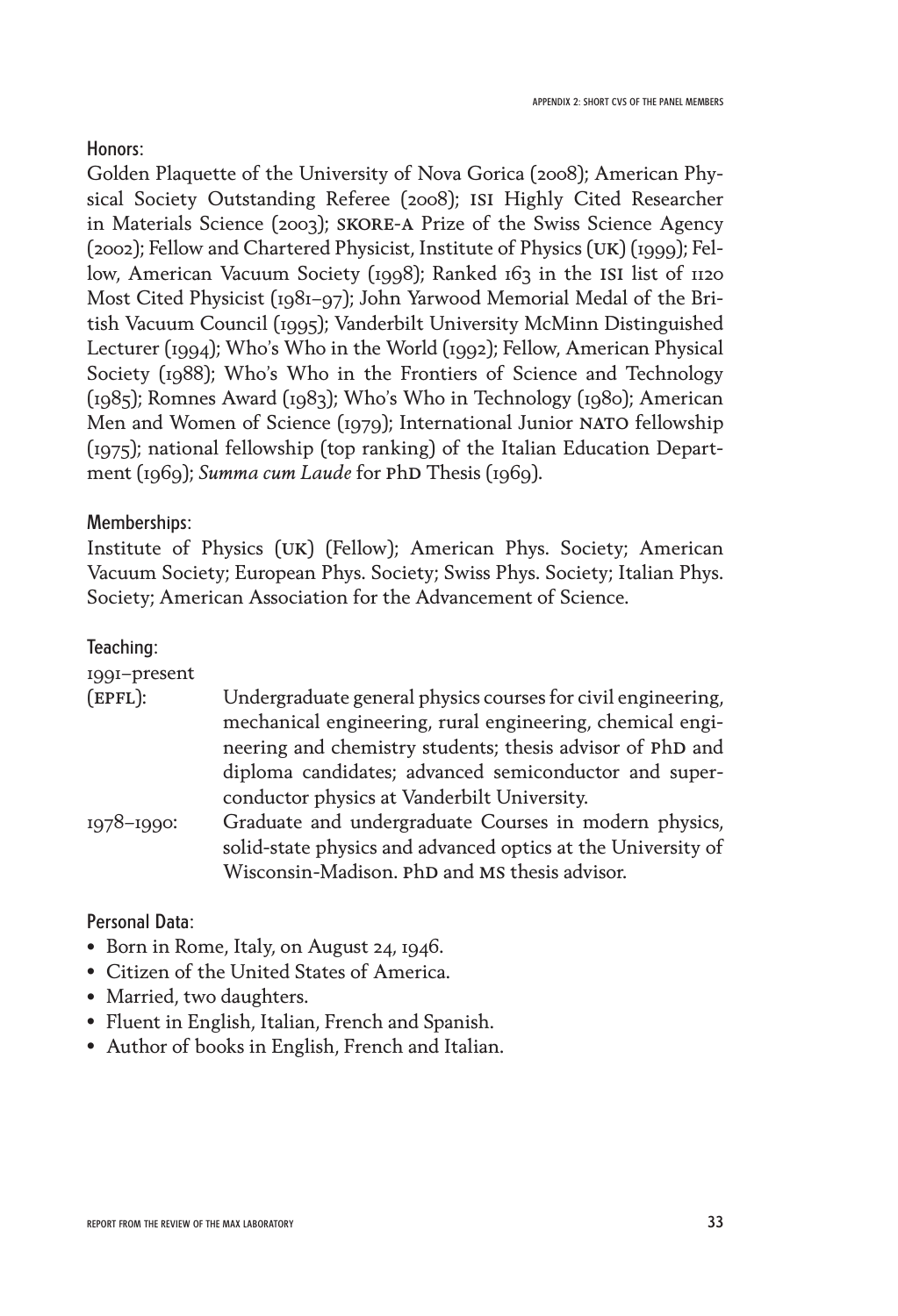### Honors:

Golden Plaquette of the University of Nova Gorica (2008); American Physical Society Outstanding Referee (2008); ISI Highly Cited Researcher in Materials Science (2003); SKORE-A Prize of the Swiss Science Agency (2002); Fellow and Chartered Physicist, Institute of Physics (UK) (1999); Fellow, American Vacuum Society (1998); Ranked 163 in the ISI list of 1120 Most Cited Physicist (1981–97); John Yarwood Memorial Medal of the British Vacuum Council (1995); Vanderbilt University McMinn Distinguished Lecturer (1994); Who's Who in the World (1992); Fellow, American Physical Society (1988); Who's Who in the Frontiers of Science and Technology (1985); Romnes Award (1983); Who's Who in Technology (1980); American Men and Women of Science (1979); International Junior NATO fellowship (1975); national fellowship (top ranking) of the Italian Education Department (1969); *Summa cum Laude* for PhD Thesis (1969).

### Memberships:

Institute of Physics (UK) (Fellow); American Phys. Society; American Vacuum Society; European Phys. Society; Swiss Phys. Society; Italian Phys. Society; American Association for the Advancement of Science.

### Teaching:

1991–present (EPFL): Undergraduate general physics courses for civil engineering, mechanical engineering, rural engineering, chemical engineering and chemistry students; thesis advisor of PhD and diploma candidates; advanced semiconductor and superconductor physics at Vanderbilt University.

1978–1990: Graduate and undergraduate Courses in modern physics, solid-state physics and advanced optics at the University of Wisconsin-Madison. PhD and MS thesis advisor.

### Personal Data:

- Born in Rome, Italy, on August 24, 1946.
- Citizen of the United States of America.
- Married, two daughters.
- Fluent in English, Italian, French and Spanish.
- Author of books in English, French and Italian.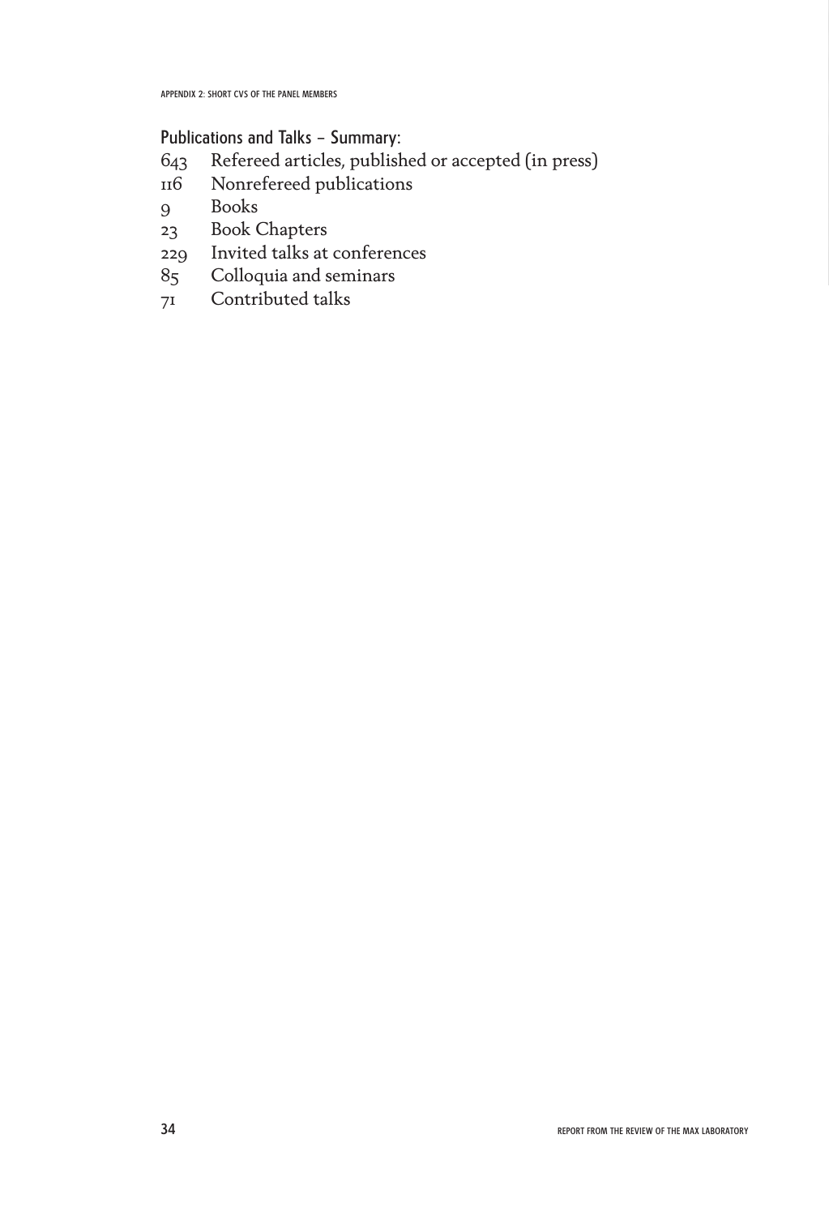### Publications and Talks – Summary:

643 Refereed articles, published or accepted (in press)
116 Nonrefereed publications
9 Books
23 Book Chapters
229 Invited talks at conferences
85 Colloquia and seminars
71 Contributed talks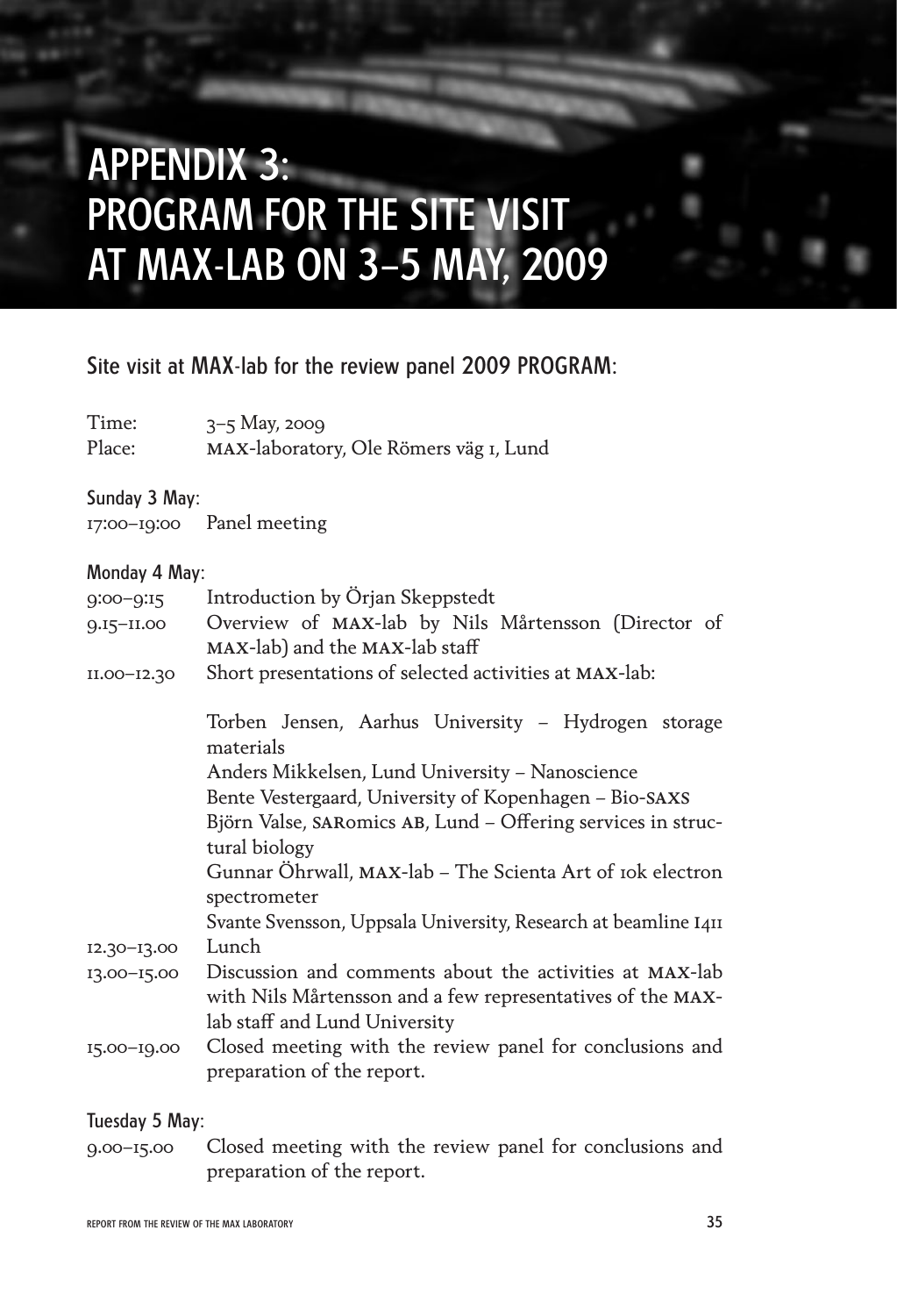# APPENDIX 3: PROGRAM FOR THE SITE VISIT AT MAX-LAB ON 3–5 MAY, 2009

## Site visit at MAX-lab for the review panel 2009 PROGRAM:

Time: 3–5 May, 2009
Place: MAX-laboratory, Ole Römers väg 1, Lund

### Sunday 3 May:

17:00–19:00 Panel meeting

### Monday 4 May:

9:00–9:15 Introduction by Örjan Skeppstedt

9.15–11.00 Overview of MAX-lab by Nils Mårtensson (Director of MAX-lab) and the MAX-lab staff

11.00–12.30 Short presentations of selected activities at MAX-lab:

Torben Jensen, Aarhus University – Hydrogen storage materials
Anders Mikkelsen, Lund University – Nanoscience
Bente Vestergaard, University of Kopenhagen – Bio-SAXS
Björn Valse, SARomics AB, Lund – Offering services in structural biology
Gunnar Öhrwall, MAX-lab – The Scienta Art of 10k electron spectrometer
Svante Svensson, Uppsala University, Research at beamline I411

12.30–13.00 Lunch

13.00–15.00 Discussion and comments about the activities at MAX-lab with Nils Mårtensson and a few representatives of the MAX-lab staff and Lund University

15.00–19.00 Closed meeting with the review panel for conclusions and preparation of the report.

### Tuesday 5 May:

9.00–15.00 Closed meeting with the review panel for conclusions and preparation of the report.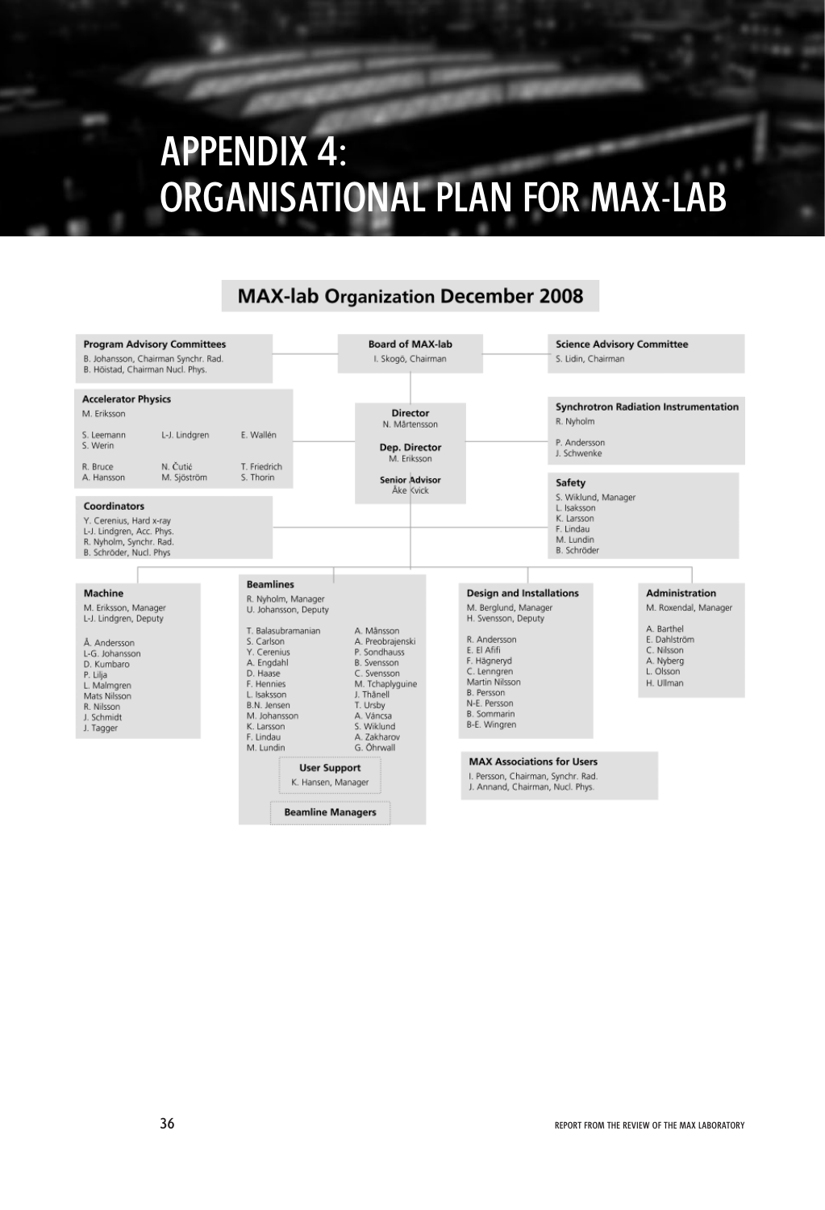# APPENDIX 4: ORGANISATIONAL PLAN FOR MAX-LAB

## MAX-lab Organization December 2008

**Program Advisory Committees**
B. Johansson, Chairman Synchr. Rad.
B. Höistad, Chairman Nucl. Phys.

**Board of MAX-lab**
I. Skogö, Chairman

**Science Advisory Committee**
S. Lidin, Chairman

**Accelerator Physics**
M. Eriksson

S. Leemann, S. Werin, L-J. Lindgren, E. Wallén
R. Bruce, A. Hansson, N. Čutić, M. Sjöström, T. Friedrich, S. Thorin

**Director**
N. Mårtensson

**Dep. Director**
M. Eriksson

**Senior Advisor**
Åke Kvick

**Synchrotron Radiation Instrumentation**
R. Nyholm

P. Andersson
J. Schwenke

**Coordinators**
Y. Cerenius, Hard x-ray
L-J. Lindgren, Acc. Phys.
R. Nyholm, Synchr. Rad.
B. Schröder, Nucl. Phys

**Safety**
S. Wiklund, Manager
L. Isaksson
K. Larsson
F. Lindau
M. Lundin
B. Schröder

**Machine**
M. Eriksson, Manager
L-J. Lindgren, Deputy

Å. Andersson
L-G. Johansson
D. Kumbaro
P. Lilja
L. Malmgren
Mats Nilsson
R. Nilsson
J. Schmidt
J. Tagger

**Beamlines**
R. Nyholm, Manager
U. Johansson, Deputy

T. Balasubramanian, S. Carlson, Y. Cerenius, A. Engdahl, D. Haase, F. Hennies, L. Isaksson, B.N. Jensen, M. Johansson, K. Larsson, F. Lindau, M. Lundin, A. Månsson, A. Preobrajenski, P. Sondhauss, B. Svensson, C. Svensson, M. Tchaplyguine, J. Thånell, T. Ursby, A. Váncsa, S. Wiklund, A. Zakharov, G. Öhrwall

**User Support**
K. Hansen, Manager

**Beamline Managers**

**Design and Installations**
M. Berglund, Manager
H. Svensson, Deputy

R. Andersson
E. El Afifi
F. Hägneryd
C. Lenngren
Martin Nilsson
B. Persson
N-E. Persson
B. Sommarin
B-E. Wingren

**Administration**
M. Roxendal, Manager

A. Barthel
E. Dahlström
C. Nilsson
A. Nyberg
L. Olsson
H. Ullman

**MAX Associations for Users**
I. Persson, Chairman, Synchr. Rad.
J. Annand, Chairman, Nucl. Phys.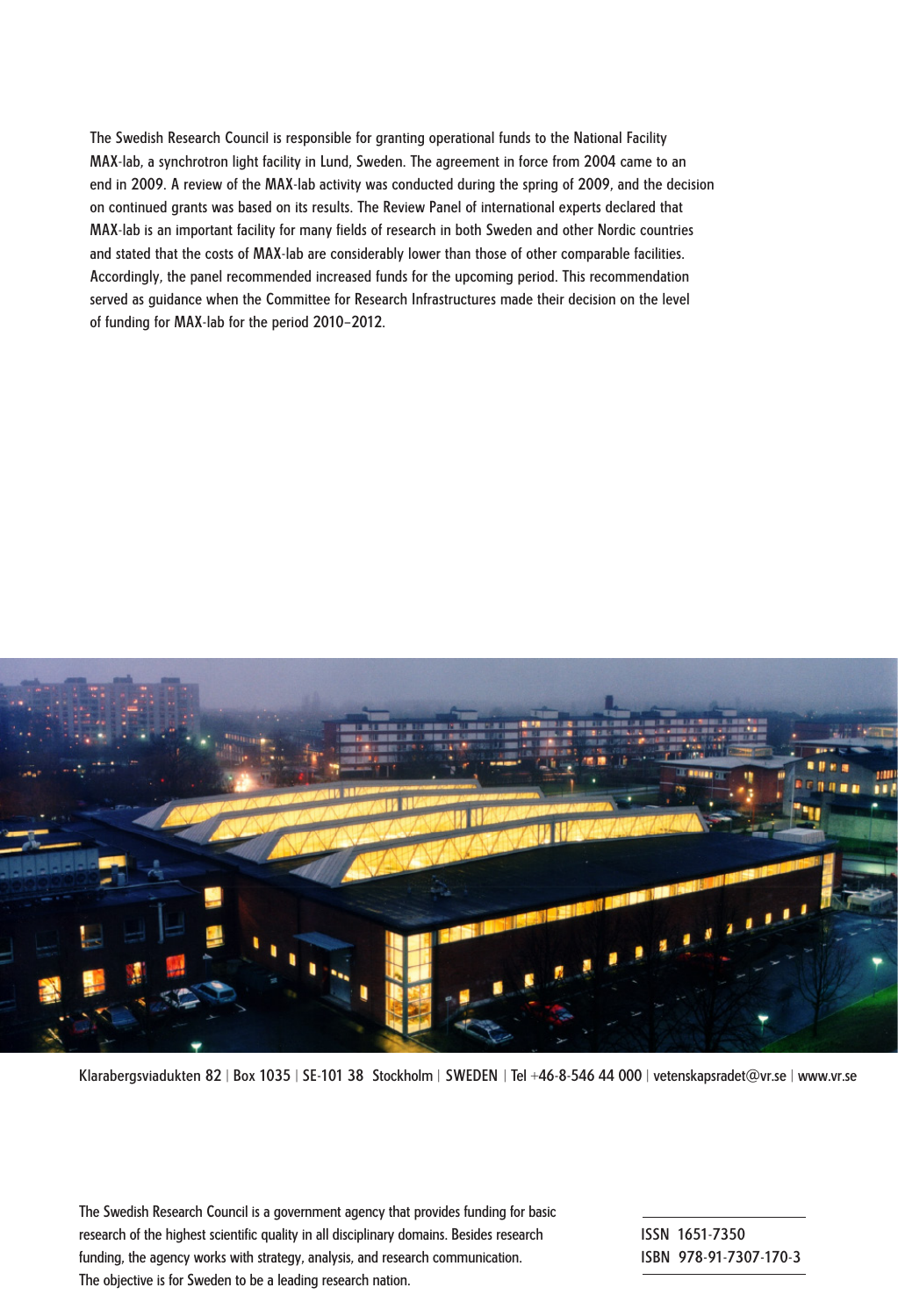The Swedish Research Council is responsible for granting operational funds to the National Facility MAX-lab, a synchrotron light facility in Lund, Sweden. The agreement in force from 2004 came to an end in 2009. A review of the MAX-lab activity was conducted during the spring of 2009, and the decision on continued grants was based on its results. The Review Panel of international experts declared that MAX-lab is an important facility for many fields of research in both Sweden and other Nordic countries and stated that the costs of MAX-lab are considerably lower than those of other comparable facilities. Accordingly, the panel recommended increased funds for the upcoming period. This recommendation served as guidance when the Committee for Research Infrastructures made their decision on the level of funding for MAX-lab for the period 2010–2012.

Klarabergsviadukten 82 | Box 1035 | SE-101 38 Stockholm | SWEDEN | Tel +46-8-546 44 000 | vetenskapsradet@vr.se | www.vr.se

The Swedish Research Council is a government agency that provides funding for basic research of the highest scientific quality in all disciplinary domains. Besides research funding, the agency works with strategy, analysis, and research communication. The objective is for Sweden to be a leading research nation.

ISSN 1651-7350
ISBN 978-91-7307-170-3